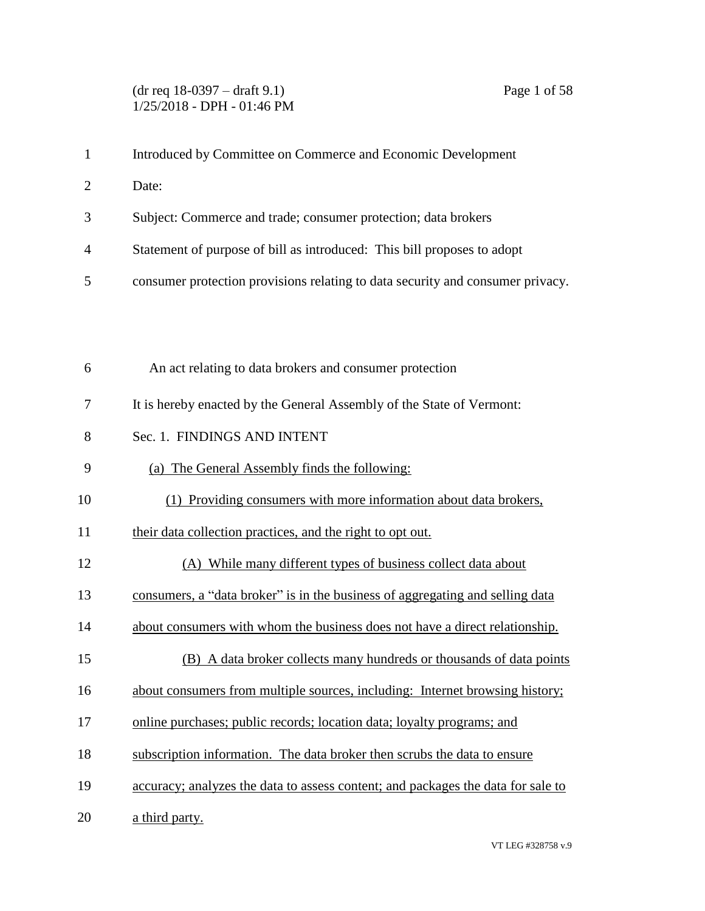Introduced by Committee on Commerce and Economic Development

Date:

Subject: Commerce and trade; consumer protection; data brokers

Statement of purpose of bill as introduced: This bill proposes to adopt consumer protection provisions relating to data security and consumer privacy.

An act relating to data brokers and consumer protection

It is hereby enacted by the General Assembly of the State of Vermont:

Sec. 1. FINDINGS AND INTENT

(a) The General Assembly finds the following:

(1) Providing consumers with more information about data brokers, their data collection practices, and the right to opt out.

(A) While many different types of business collect data about consumers, a "data broker" is in the business of aggregating and selling data about consumers with whom the business does not have a direct relationship.

(B) A data broker collects many hundreds or thousands of data points about consumers from multiple sources, including: Internet browsing history; online purchases; public records; location data; loyalty programs; and subscription information. The data broker then scrubs the data to ensure accuracy; analyzes the data to assess content; and packages the data for sale to a third party.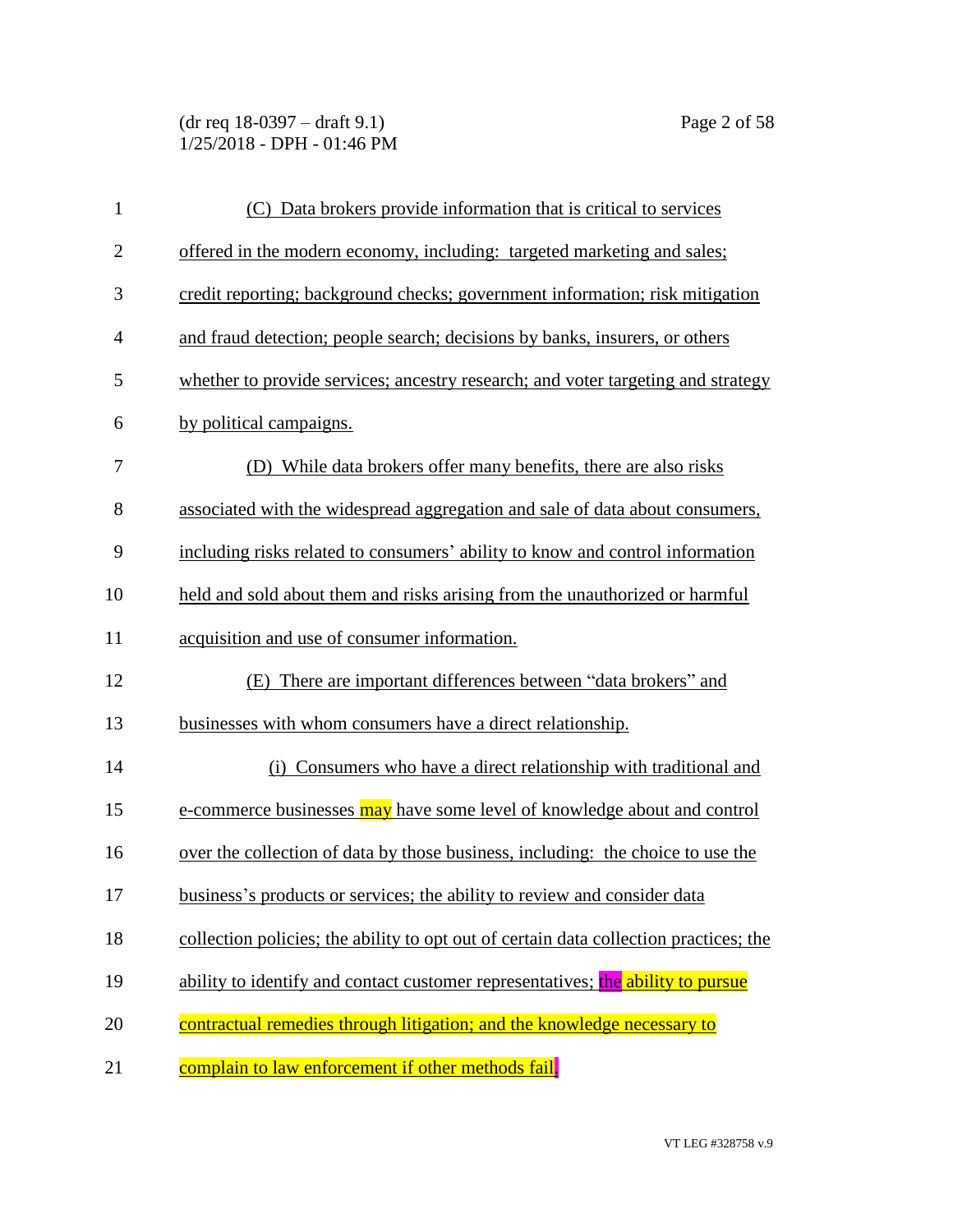(C) Data brokers provide information that is critical to services offered in the modern economy, including: targeted marketing and sales; credit reporting; background checks; government information; risk mitigation and fraud detection; people search; decisions by banks, insurers, or others whether to provide services; ancestry research; and voter targeting and strategy by political campaigns.

(D) While data brokers offer many benefits, there are also risks associated with the widespread aggregation and sale of data about consumers, including risks related to consumers' ability to know and control information held and sold about them and risks arising from the unauthorized or harmful acquisition and use of consumer information.

(E) There are important differences between "data brokers" and businesses with whom consumers have a direct relationship.

(i) Consumers who have a direct relationship with traditional and e-commerce businesses may have some level of knowledge about and control over the collection of data by those business, including: the choice to use the business's products or services; the ability to review and consider data collection policies; the ability to opt out of certain data collection practices; the ability to identify and contact customer representatives; the ability to pursue contractual remedies through litigation; and the knowledge necessary to complain to law enforcement if other methods fail.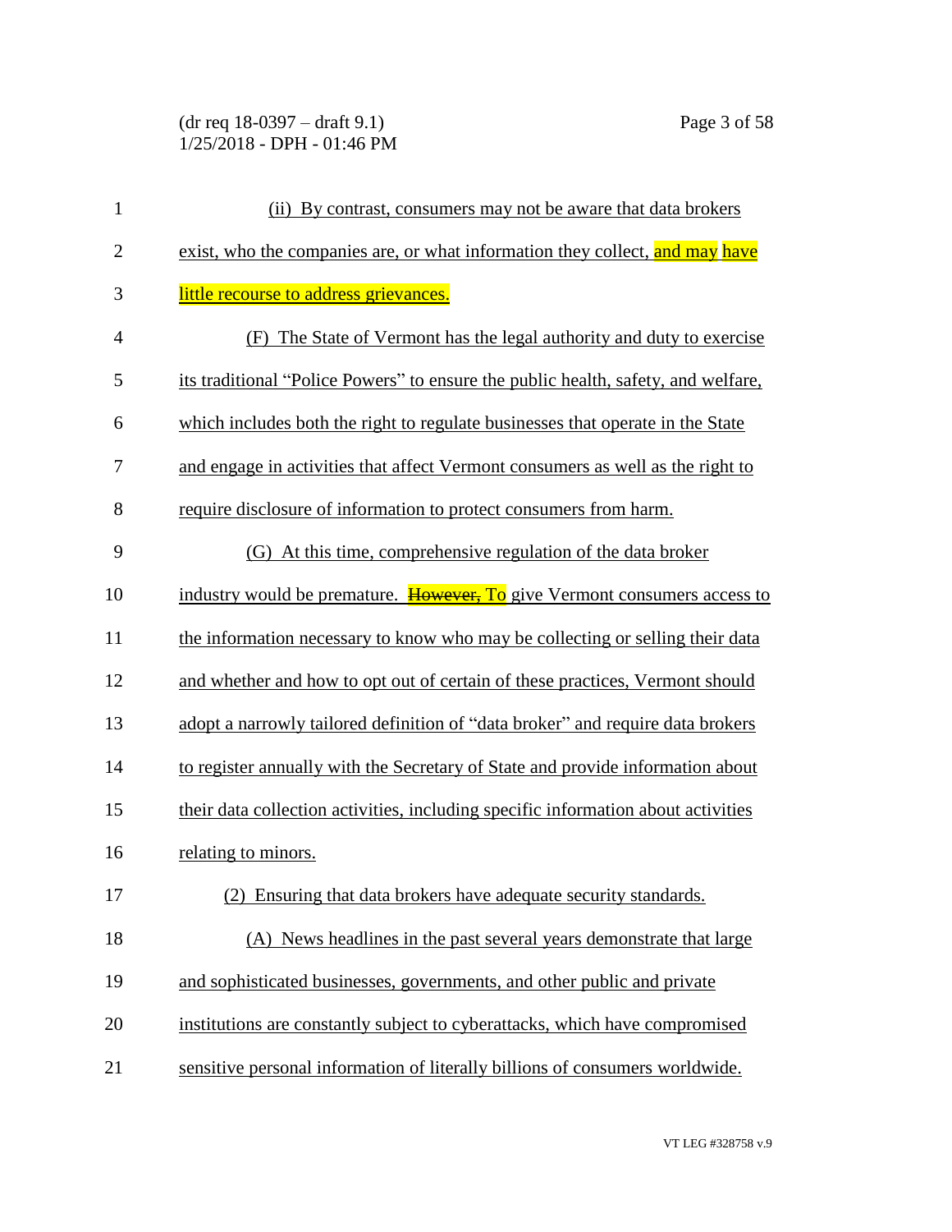(ii) By contrast, consumers may not be aware that data brokers exist, who the companies are, or what information they collect, and may have little recourse to address grievances.

(F) The State of Vermont has the legal authority and duty to exercise its traditional "Police Powers" to ensure the public health, safety, and welfare, which includes both the right to regulate businesses that operate in the State and engage in activities that affect Vermont consumers as well as the right to require disclosure of information to protect consumers from harm.

(G) At this time, comprehensive regulation of the data broker industry would be premature. ~~However,~~ To give Vermont consumers access to the information necessary to know who may be collecting or selling their data and whether and how to opt out of certain of these practices, Vermont should adopt a narrowly tailored definition of "data broker" and require data brokers to register annually with the Secretary of State and provide information about their data collection activities, including specific information about activities relating to minors.

(2) Ensuring that data brokers have adequate security standards.

(A) News headlines in the past several years demonstrate that large and sophisticated businesses, governments, and other public and private institutions are constantly subject to cyberattacks, which have compromised sensitive personal information of literally billions of consumers worldwide.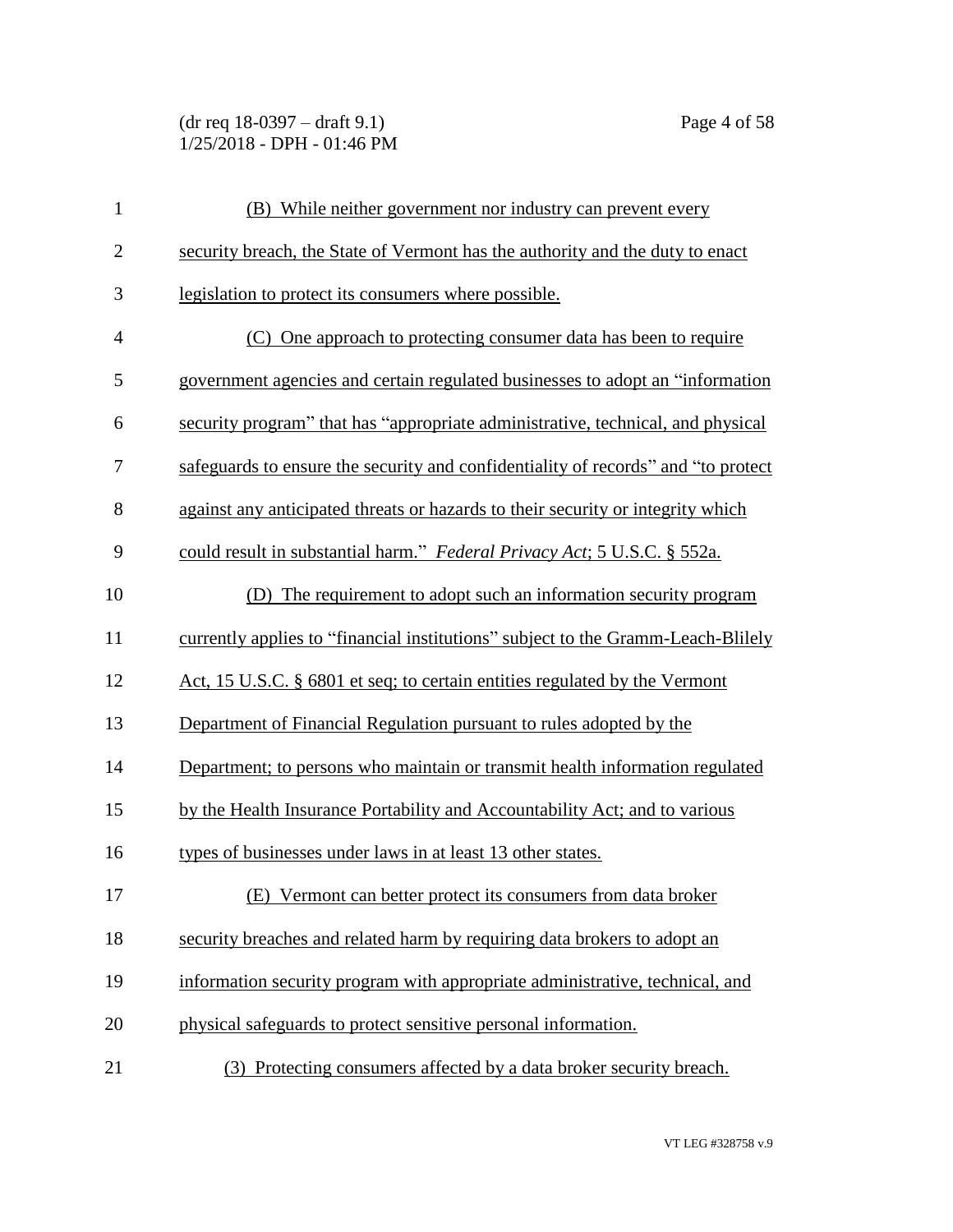(B) While neither government nor industry can prevent every security breach, the State of Vermont has the authority and the duty to enact legislation to protect its consumers where possible.

(C) One approach to protecting consumer data has been to require government agencies and certain regulated businesses to adopt an "information security program" that has "appropriate administrative, technical, and physical safeguards to ensure the security and confidentiality of records" and "to protect against any anticipated threats or hazards to their security or integrity which could result in substantial harm." *Federal Privacy Act*; 5 U.S.C. § 552a.

(D) The requirement to adopt such an information security program currently applies to "financial institutions" subject to the Gramm-Leach-Blilely Act, 15 U.S.C. § 6801 et seq; to certain entities regulated by the Vermont Department of Financial Regulation pursuant to rules adopted by the Department; to persons who maintain or transmit health information regulated by the Health Insurance Portability and Accountability Act; and to various types of businesses under laws in at least 13 other states.

(E) Vermont can better protect its consumers from data broker security breaches and related harm by requiring data brokers to adopt an information security program with appropriate administrative, technical, and physical safeguards to protect sensitive personal information.

(3) Protecting consumers affected by a data broker security breach.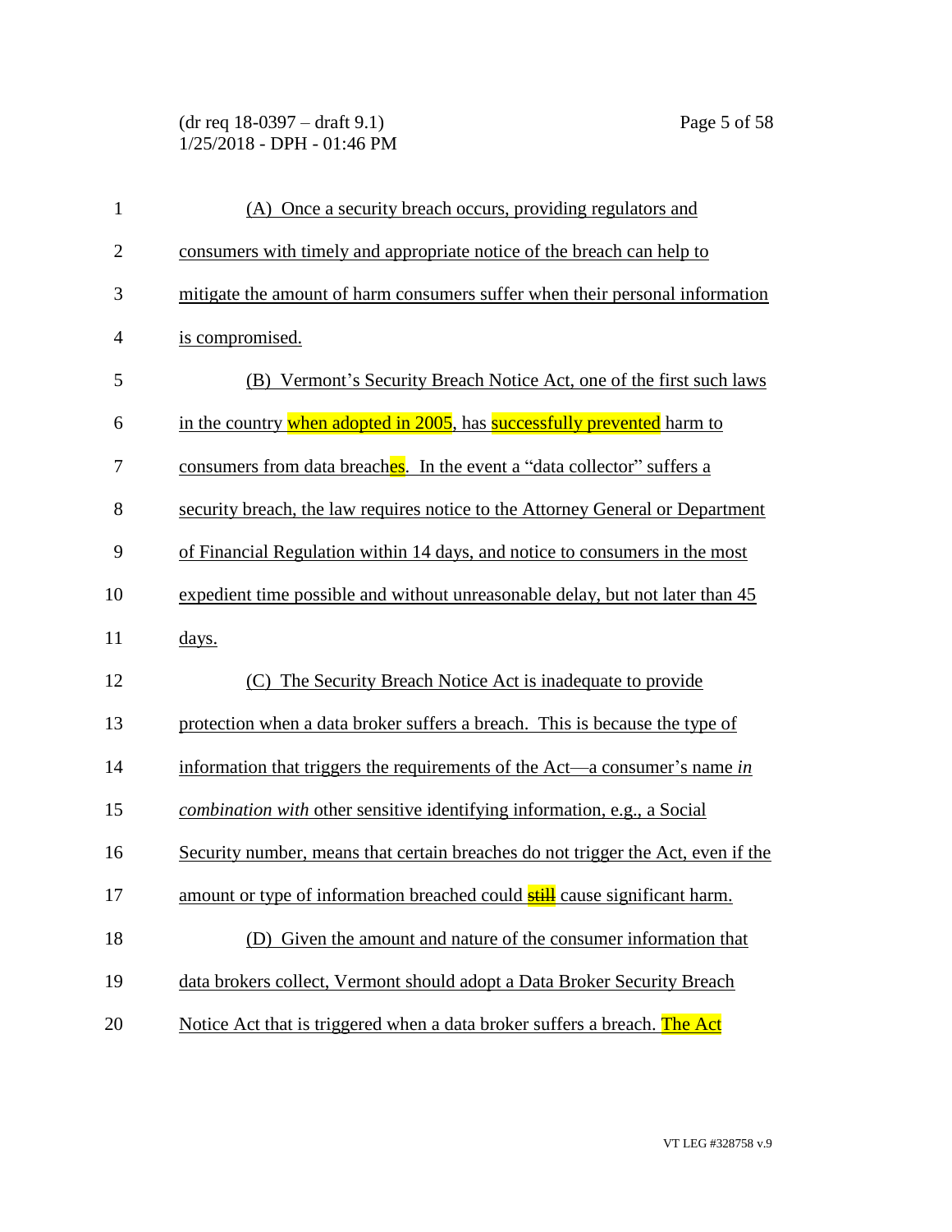(A) Once a security breach occurs, providing regulators and consumers with timely and appropriate notice of the breach can help to mitigate the amount of harm consumers suffer when their personal information is compromised.

(B) Vermont's Security Breach Notice Act, one of the first such laws in the country when adopted in 2005, has successfully prevented harm to consumers from data breaches. In the event a "data collector" suffers a security breach, the law requires notice to the Attorney General or Department of Financial Regulation within 14 days, and notice to consumers in the most expedient time possible and without unreasonable delay, but not later than 45 days.

(C) The Security Breach Notice Act is inadequate to provide protection when a data broker suffers a breach. This is because the type of information that triggers the requirements of the Act—a consumer's name *in combination with* other sensitive identifying information, e.g., a Social Security number, means that certain breaches do not trigger the Act, even if the amount or type of information breached could ~~still~~ cause significant harm.

(D) Given the amount and nature of the consumer information that data brokers collect, Vermont should adopt a Data Broker Security Breach Notice Act that is triggered when a data broker suffers a breach. The Act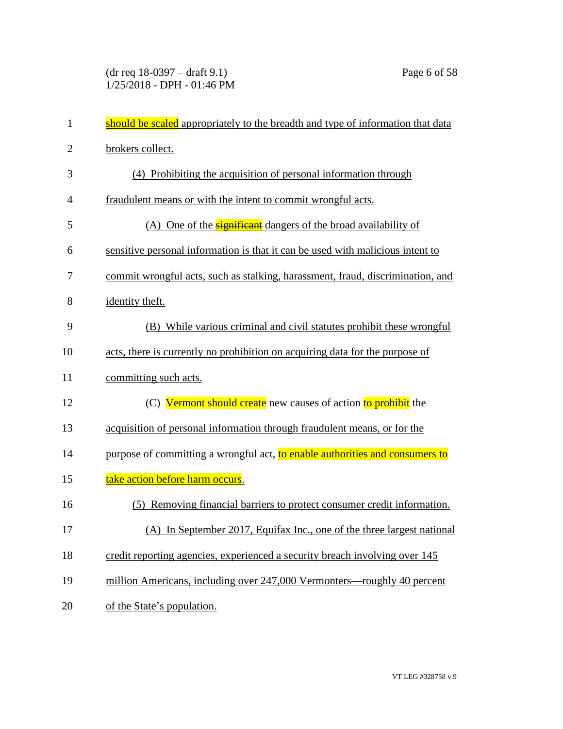should be scaled appropriately to the breadth and type of information that data brokers collect.

(4) Prohibiting the acquisition of personal information through fraudulent means or with the intent to commit wrongful acts.

(A) One of the ~~significant~~ dangers of the broad availability of sensitive personal information is that it can be used with malicious intent to commit wrongful acts, such as stalking, harassment, fraud, discrimination, and identity theft.

(B) While various criminal and civil statutes prohibit these wrongful acts, there is currently no prohibition on acquiring data for the purpose of committing such acts.

(C) Vermont should create new causes of action to prohibit the acquisition of personal information through fraudulent means, or for the purpose of committing a wrongful act, to enable authorities and consumers to take action before harm occurs.

(5) Removing financial barriers to protect consumer credit information.

(A) In September 2017, Equifax Inc., one of the three largest national credit reporting agencies, experienced a security breach involving over 145 million Americans, including over 247,000 Vermonters—roughly 40 percent of the State's population.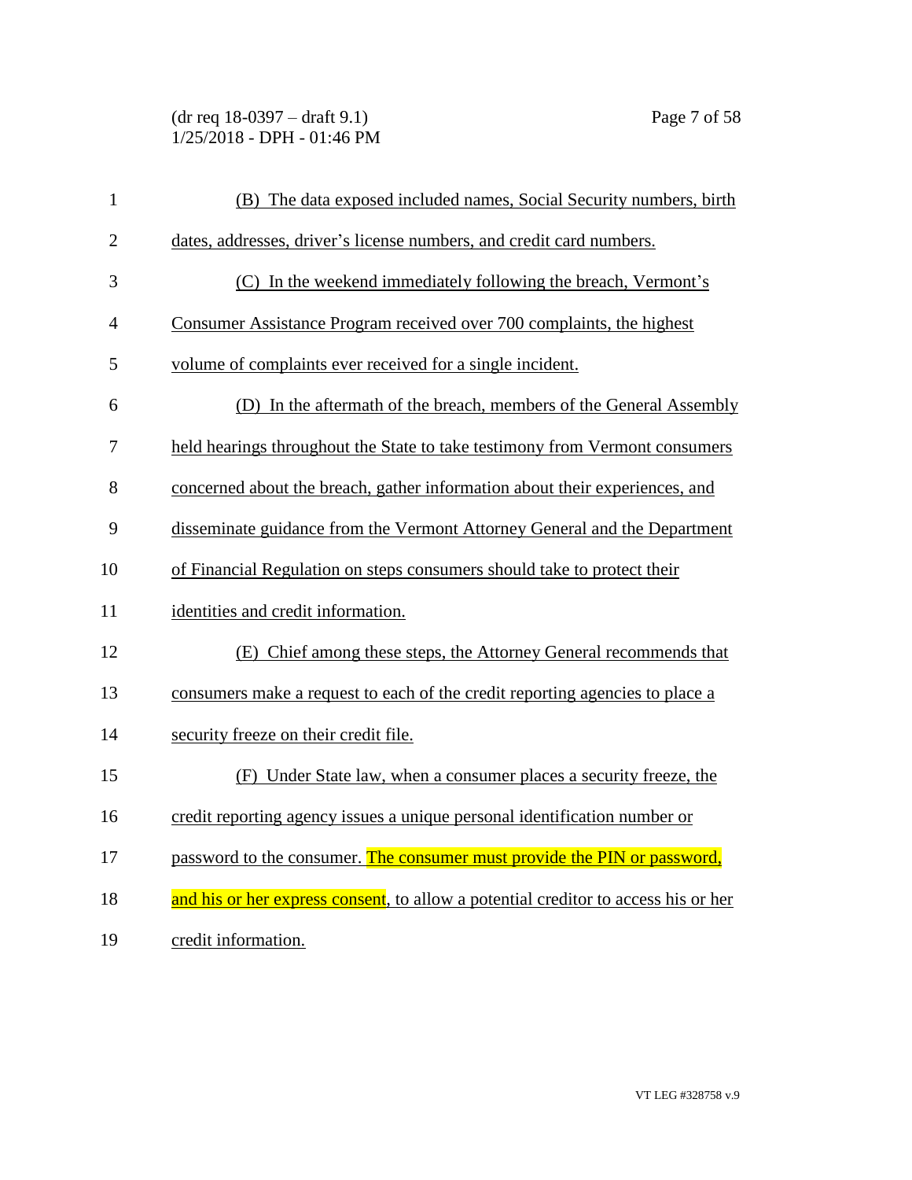(B) The data exposed included names, Social Security numbers, birth dates, addresses, driver's license numbers, and credit card numbers.

(C) In the weekend immediately following the breach, Vermont's Consumer Assistance Program received over 700 complaints, the highest volume of complaints ever received for a single incident.

(D) In the aftermath of the breach, members of the General Assembly held hearings throughout the State to take testimony from Vermont consumers concerned about the breach, gather information about their experiences, and disseminate guidance from the Vermont Attorney General and the Department of Financial Regulation on steps consumers should take to protect their identities and credit information.

(E) Chief among these steps, the Attorney General recommends that consumers make a request to each of the credit reporting agencies to place a security freeze on their credit file.

(F) Under State law, when a consumer places a security freeze, the credit reporting agency issues a unique personal identification number or password to the consumer. The consumer must provide the PIN or password, and his or her express consent, to allow a potential creditor to access his or her credit information.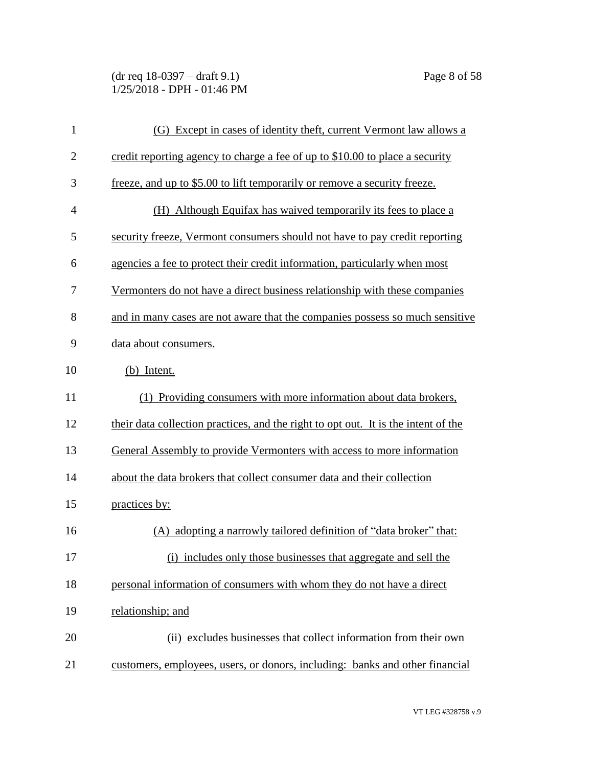(G) Except in cases of identity theft, current Vermont law allows a credit reporting agency to charge a fee of up to \$10.00 to place a security freeze, and up to \$5.00 to lift temporarily or remove a security freeze.

(H) Although Equifax has waived temporarily its fees to place a security freeze, Vermont consumers should not have to pay credit reporting agencies a fee to protect their credit information, particularly when most Vermonters do not have a direct business relationship with these companies and in many cases are not aware that the companies possess so much sensitive data about consumers.

(b) Intent.

(1) Providing consumers with more information about data brokers, their data collection practices, and the right to opt out. It is the intent of the General Assembly to provide Vermonters with access to more information about the data brokers that collect consumer data and their collection practices by:

(A) adopting a narrowly tailored definition of "data broker" that:

(i) includes only those businesses that aggregate and sell the personal information of consumers with whom they do not have a direct relationship; and

(ii) excludes businesses that collect information from their own customers, employees, users, or donors, including: banks and other financial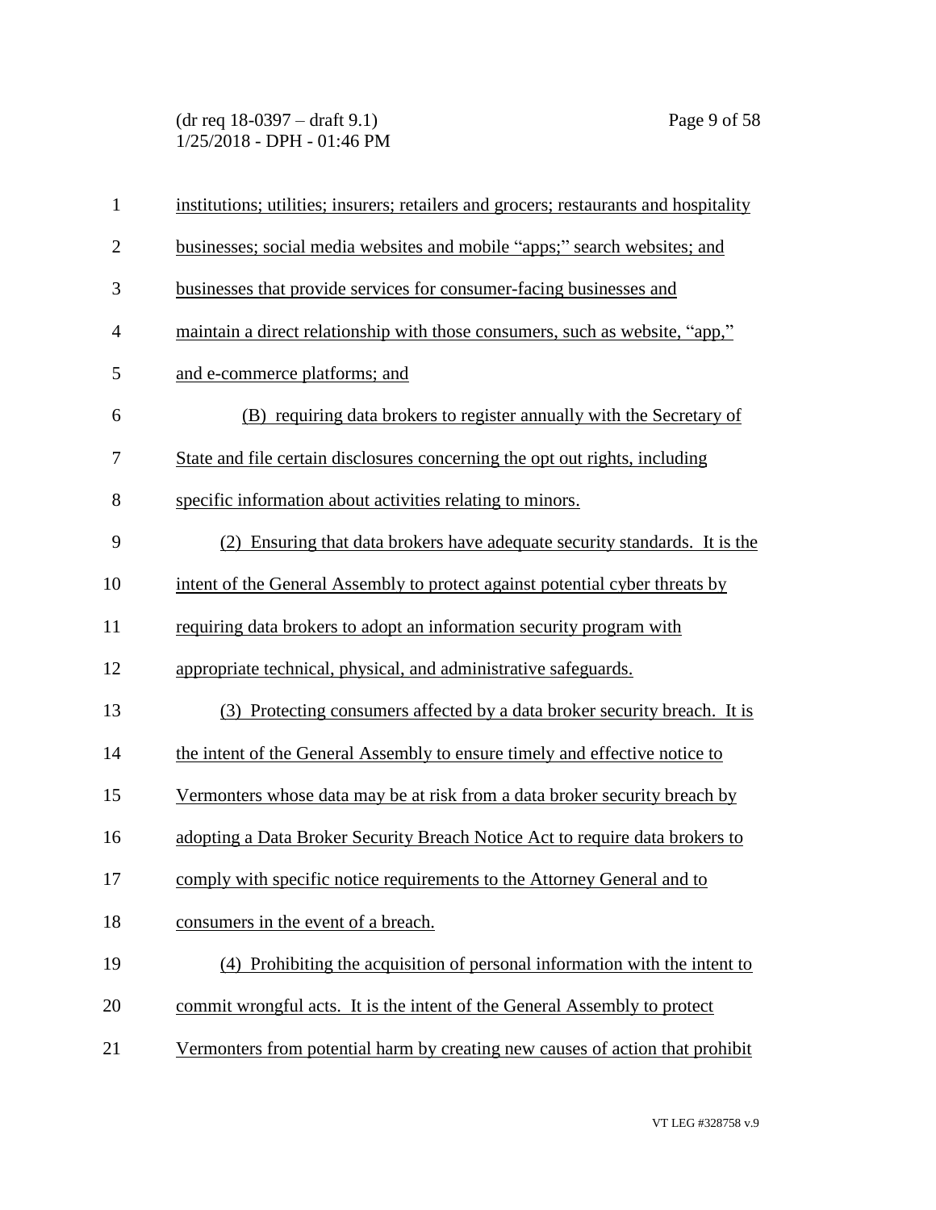institutions; utilities; insurers; retailers and grocers; restaurants and hospitality businesses; social media websites and mobile "apps;" search websites; and businesses that provide services for consumer-facing businesses and maintain a direct relationship with those consumers, such as website, "app," and e-commerce platforms; and

(B) requiring data brokers to register annually with the Secretary of State and file certain disclosures concerning the opt out rights, including specific information about activities relating to minors.

(2) Ensuring that data brokers have adequate security standards. It is the intent of the General Assembly to protect against potential cyber threats by requiring data brokers to adopt an information security program with appropriate technical, physical, and administrative safeguards.

(3) Protecting consumers affected by a data broker security breach. It is the intent of the General Assembly to ensure timely and effective notice to Vermonters whose data may be at risk from a data broker security breach by adopting a Data Broker Security Breach Notice Act to require data brokers to comply with specific notice requirements to the Attorney General and to consumers in the event of a breach.

(4) Prohibiting the acquisition of personal information with the intent to commit wrongful acts. It is the intent of the General Assembly to protect Vermonters from potential harm by creating new causes of action that prohibit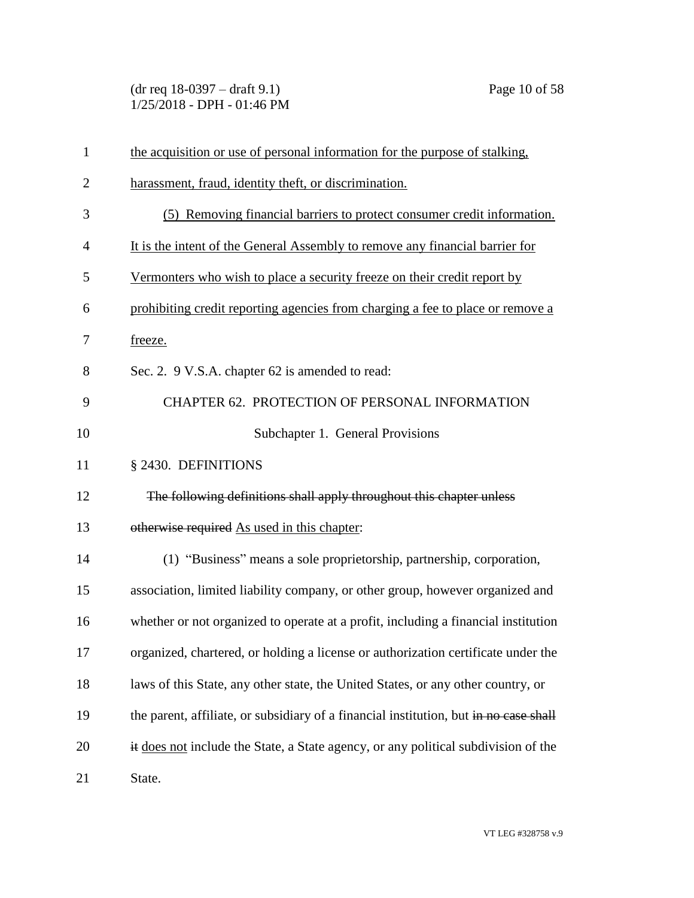the acquisition or use of personal information for the purpose of stalking, harassment, fraud, identity theft, or discrimination.

(5) Removing financial barriers to protect consumer credit information. It is the intent of the General Assembly to remove any financial barrier for Vermonters who wish to place a security freeze on their credit report by prohibiting credit reporting agencies from charging a fee to place or remove a freeze.

Sec. 2. 9 V.S.A. chapter 62 is amended to read:

CHAPTER 62. PROTECTION OF PERSONAL INFORMATION

Subchapter 1. General Provisions

§ 2430. DEFINITIONS

~~The following definitions shall apply throughout this chapter unless otherwise required~~ As used in this chapter:

(1) "Business" means a sole proprietorship, partnership, corporation, association, limited liability company, or other group, however organized and whether or not organized to operate at a profit, including a financial institution organized, chartered, or holding a license or authorization certificate under the laws of this State, any other state, the United States, or any other country, or the parent, affiliate, or subsidiary of a financial institution, but ~~in no case shall it~~ does not include the State, a State agency, or any political subdivision of the State.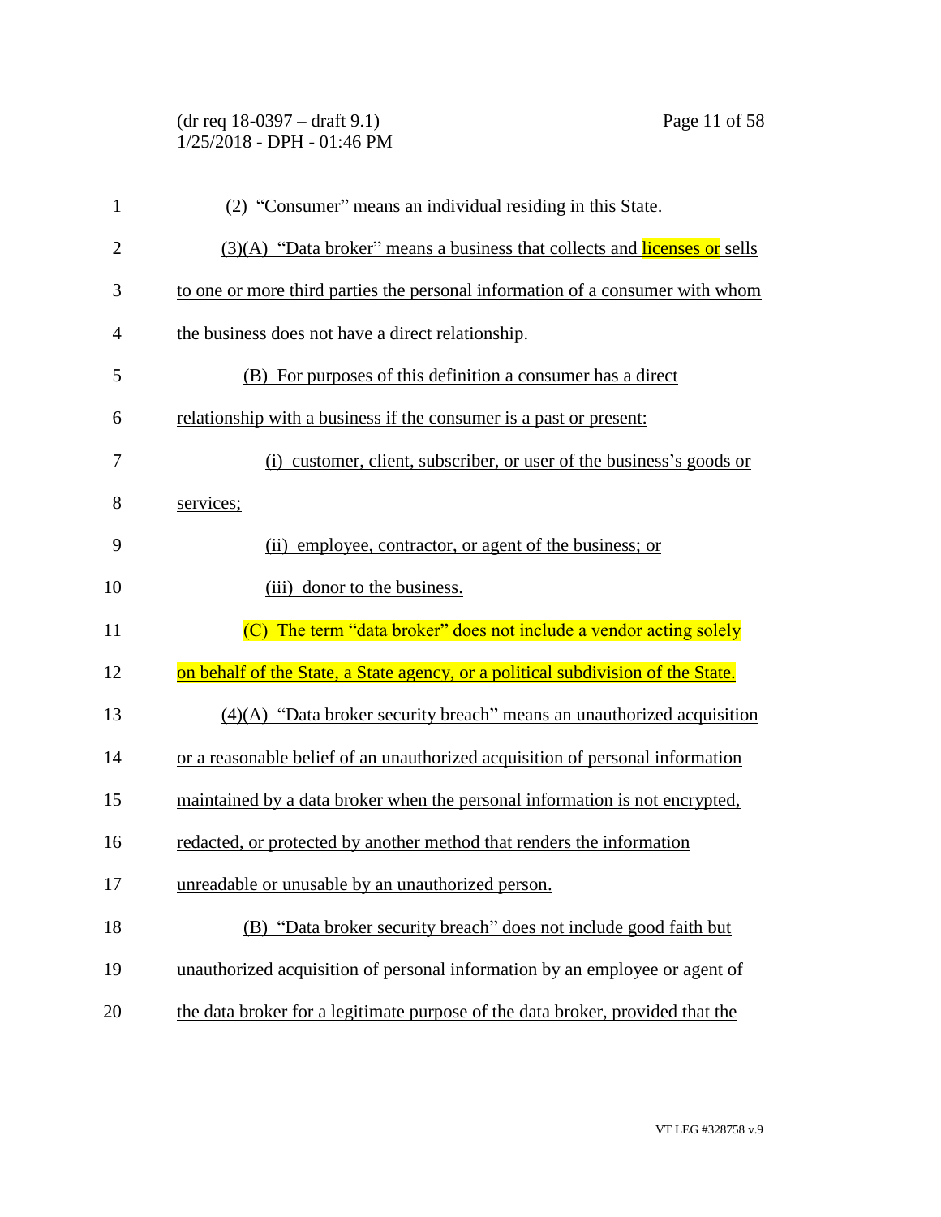(2) "Consumer" means an individual residing in this State.

(3)(A) "Data broker" means a business that collects and licenses or sells to one or more third parties the personal information of a consumer with whom the business does not have a direct relationship.

(B) For purposes of this definition a consumer has a direct relationship with a business if the consumer is a past or present:

(i) customer, client, subscriber, or user of the business's goods or services;

(ii) employee, contractor, or agent of the business; or

(iii) donor to the business.

(C) The term "data broker" does not include a vendor acting solely on behalf of the State, a State agency, or a political subdivision of the State.

(4)(A) "Data broker security breach" means an unauthorized acquisition or a reasonable belief of an unauthorized acquisition of personal information maintained by a data broker when the personal information is not encrypted, redacted, or protected by another method that renders the information unreadable or unusable by an unauthorized person.

(B) "Data broker security breach" does not include good faith but unauthorized acquisition of personal information by an employee or agent of the data broker for a legitimate purpose of the data broker, provided that the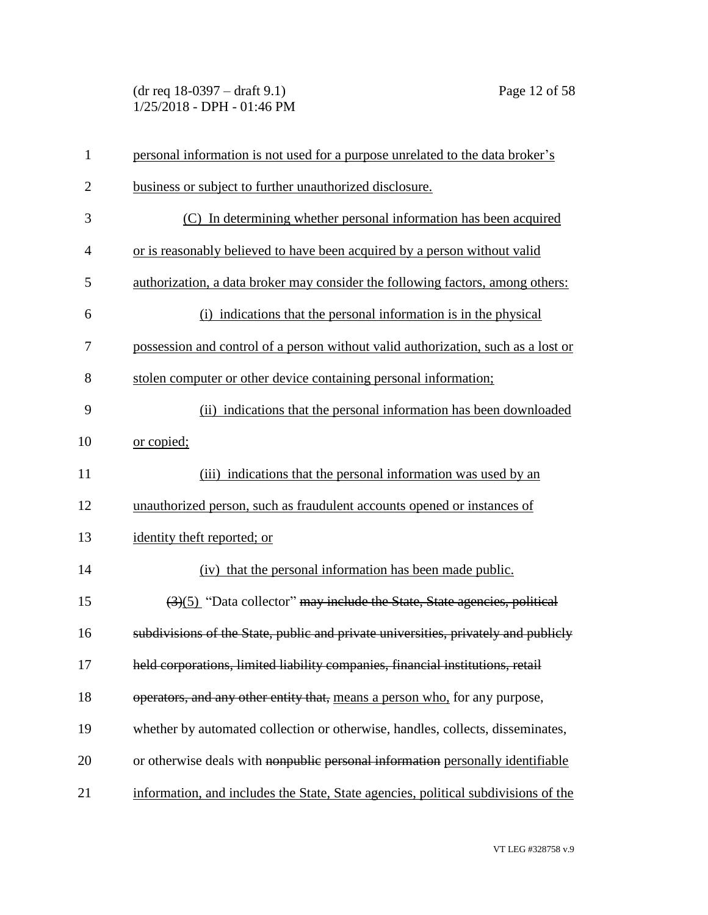personal information is not used for a purpose unrelated to the data broker's business or subject to further unauthorized disclosure.

(C) In determining whether personal information has been acquired or is reasonably believed to have been acquired by a person without valid authorization, a data broker may consider the following factors, among others:

(i) indications that the personal information is in the physical possession and control of a person without valid authorization, such as a lost or stolen computer or other device containing personal information;

(ii) indications that the personal information has been downloaded or copied;

(iii) indications that the personal information was used by an unauthorized person, such as fraudulent accounts opened or instances of identity theft reported; or

(iv) that the personal information has been made public.

~~(3)~~(5) "Data collector" ~~may include the State, State agencies, political subdivisions of the State, public and private universities, privately and publicly held corporations, limited liability companies, financial institutions, retail operators, and any other entity that,~~ means a person who, for any purpose, whether by automated collection or otherwise, handles, collects, disseminates, or otherwise deals with ~~nonpublic personal information~~ personally identifiable information, and includes the State, State agencies, political subdivisions of the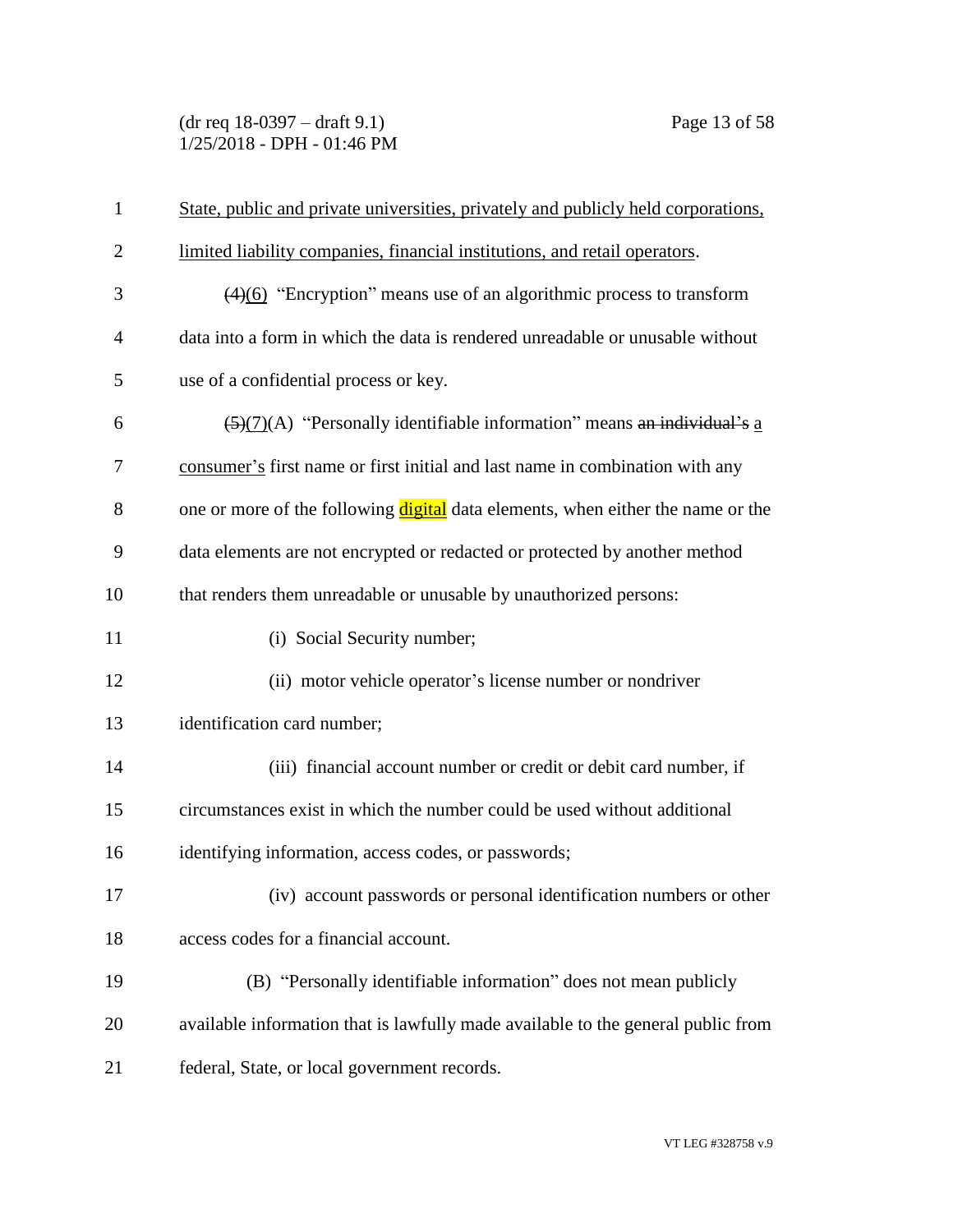State, public and private universities, privately and publicly held corporations, limited liability companies, financial institutions, and retail operators.

~~(4)~~(6) "Encryption" means use of an algorithmic process to transform data into a form in which the data is rendered unreadable or unusable without use of a confidential process or key.

~~(5)~~(7)(A) "Personally identifiable information" means ~~an individual's~~ a consumer's first name or first initial and last name in combination with any one or more of the following digital data elements, when either the name or the data elements are not encrypted or redacted or protected by another method that renders them unreadable or unusable by unauthorized persons:

(i) Social Security number;

(ii) motor vehicle operator's license number or nondriver identification card number;

(iii) financial account number or credit or debit card number, if circumstances exist in which the number could be used without additional identifying information, access codes, or passwords;

(iv) account passwords or personal identification numbers or other access codes for a financial account.

(B) "Personally identifiable information" does not mean publicly available information that is lawfully made available to the general public from federal, State, or local government records.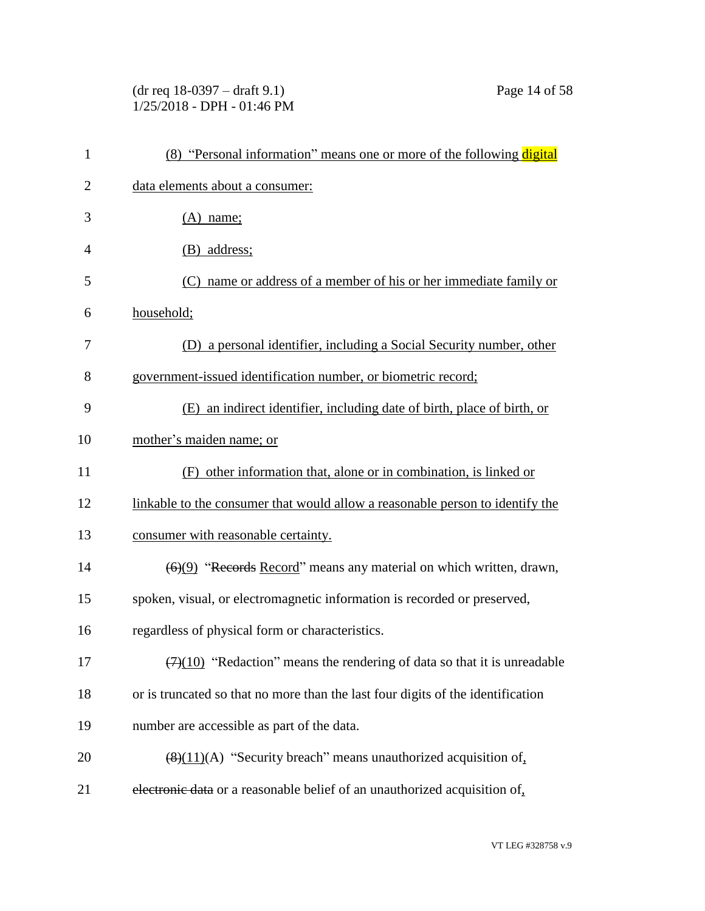(8) "Personal information" means one or more of the following digital data elements about a consumer:

(A) name;

(B) address;

(C) name or address of a member of his or her immediate family or household;

(D) a personal identifier, including a Social Security number, other government-issued identification number, or biometric record;

(E) an indirect identifier, including date of birth, place of birth, or mother's maiden name; or

(F) other information that, alone or in combination, is linked or linkable to the consumer that would allow a reasonable person to identify the consumer with reasonable certainty.

~~(6)~~(9) "~~Records~~ Record" means any material on which written, drawn, spoken, visual, or electromagnetic information is recorded or preserved, regardless of physical form or characteristics.

~~(7)~~(10) "Redaction" means the rendering of data so that it is unreadable or is truncated so that no more than the last four digits of the identification number are accessible as part of the data.

~~(8)~~(11)(A) "Security breach" means unauthorized acquisition of, ~~electronic data~~ or a reasonable belief of an unauthorized acquisition of,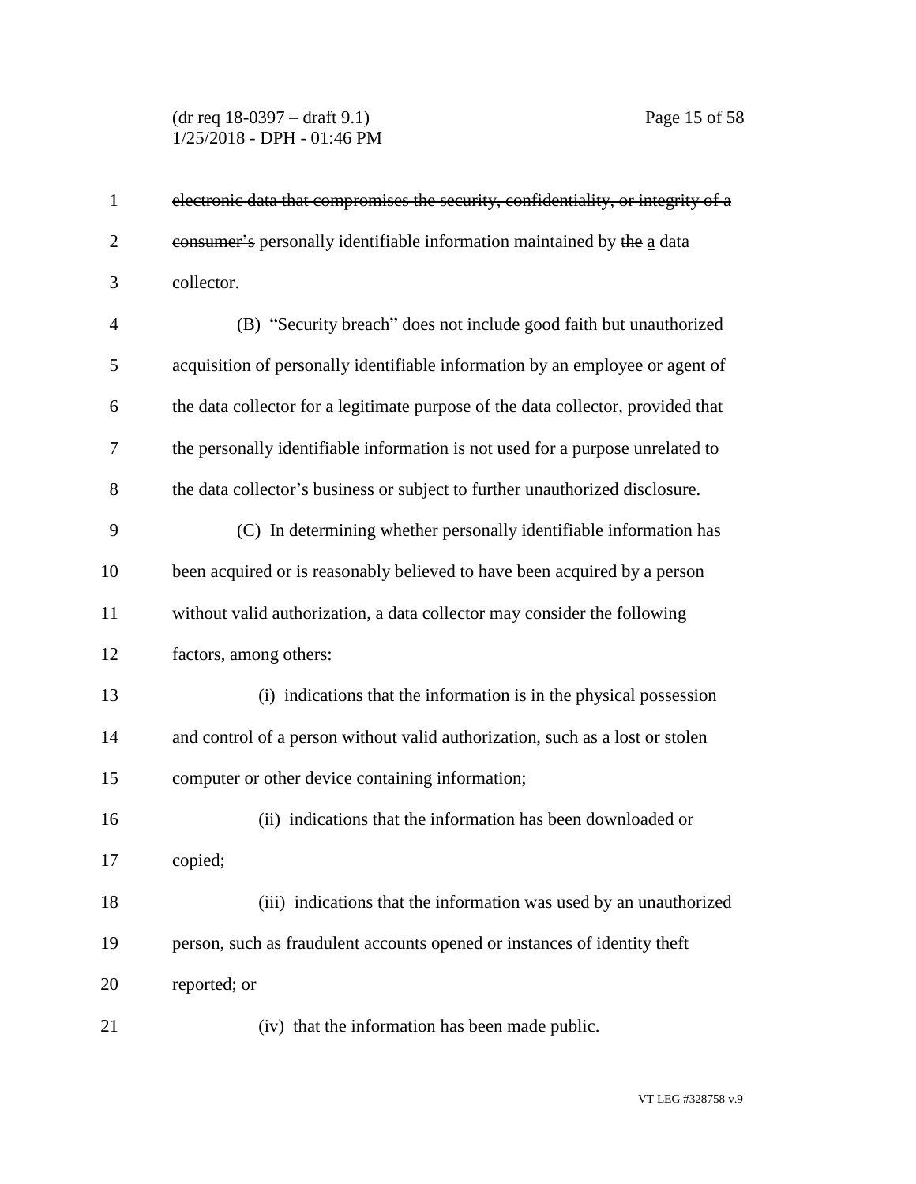~~electronic data that compromises the security, confidentiality, or integrity of a consumer's~~ personally identifiable information maintained by ~~the~~ a data collector.

(B) "Security breach" does not include good faith but unauthorized acquisition of personally identifiable information by an employee or agent of the data collector for a legitimate purpose of the data collector, provided that the personally identifiable information is not used for a purpose unrelated to the data collector's business or subject to further unauthorized disclosure.

(C) In determining whether personally identifiable information has been acquired or is reasonably believed to have been acquired by a person without valid authorization, a data collector may consider the following factors, among others:

(i) indications that the information is in the physical possession and control of a person without valid authorization, such as a lost or stolen computer or other device containing information;

(ii) indications that the information has been downloaded or copied;

(iii) indications that the information was used by an unauthorized person, such as fraudulent accounts opened or instances of identity theft reported; or

(iv) that the information has been made public.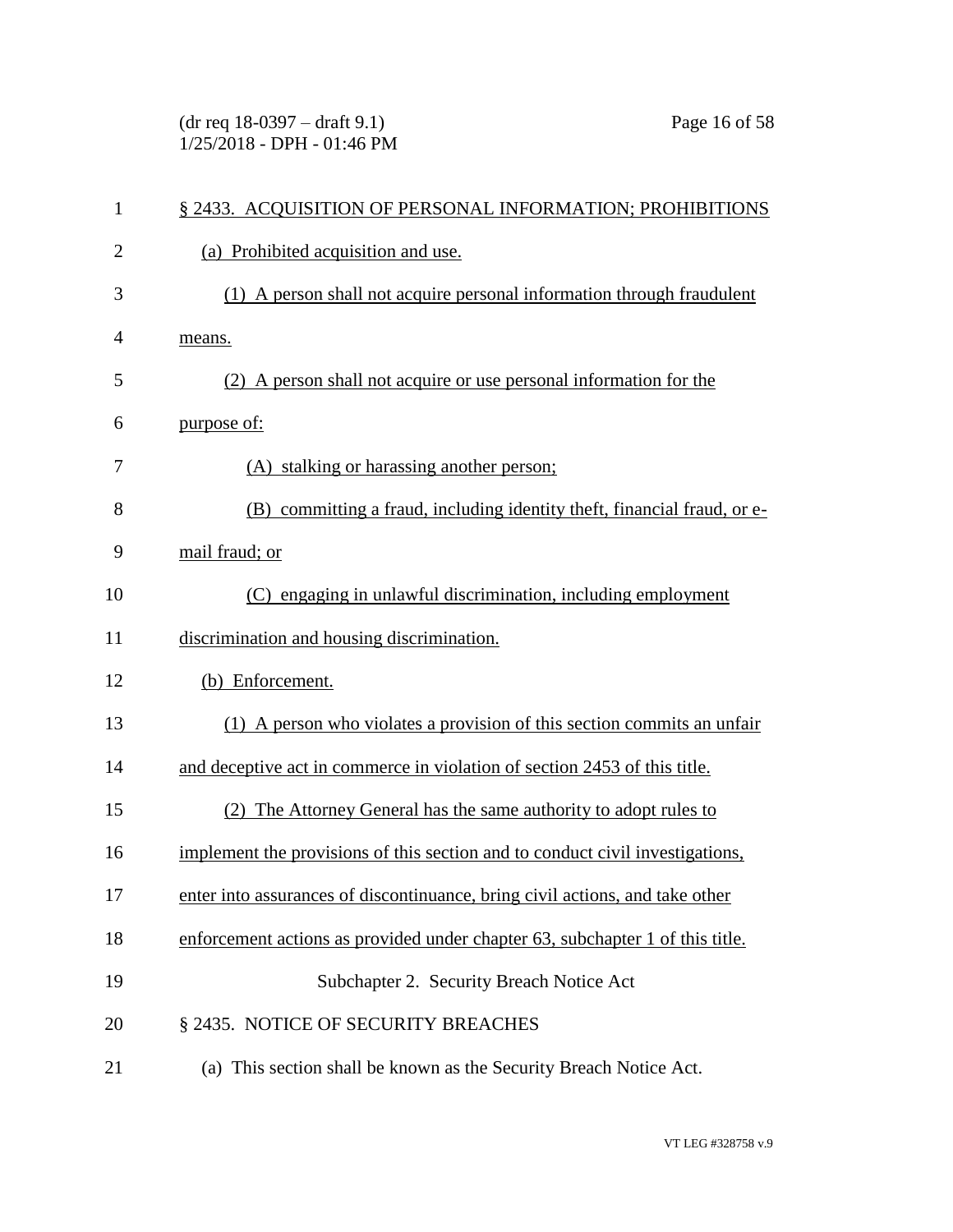§ 2433. ACQUISITION OF PERSONAL INFORMATION; PROHIBITIONS

(a) Prohibited acquisition and use.

(1) A person shall not acquire personal information through fraudulent means.

(2) A person shall not acquire or use personal information for the purpose of:

(A) stalking or harassing another person;

(B) committing a fraud, including identity theft, financial fraud, or e-mail fraud; or

(C) engaging in unlawful discrimination, including employment discrimination and housing discrimination.

(b) Enforcement.

(1) A person who violates a provision of this section commits an unfair and deceptive act in commerce in violation of section 2453 of this title.

(2) The Attorney General has the same authority to adopt rules to implement the provisions of this section and to conduct civil investigations, enter into assurances of discontinuance, bring civil actions, and take other enforcement actions as provided under chapter 63, subchapter 1 of this title.

Subchapter 2. Security Breach Notice Act

§ 2435. NOTICE OF SECURITY BREACHES

(a) This section shall be known as the Security Breach Notice Act.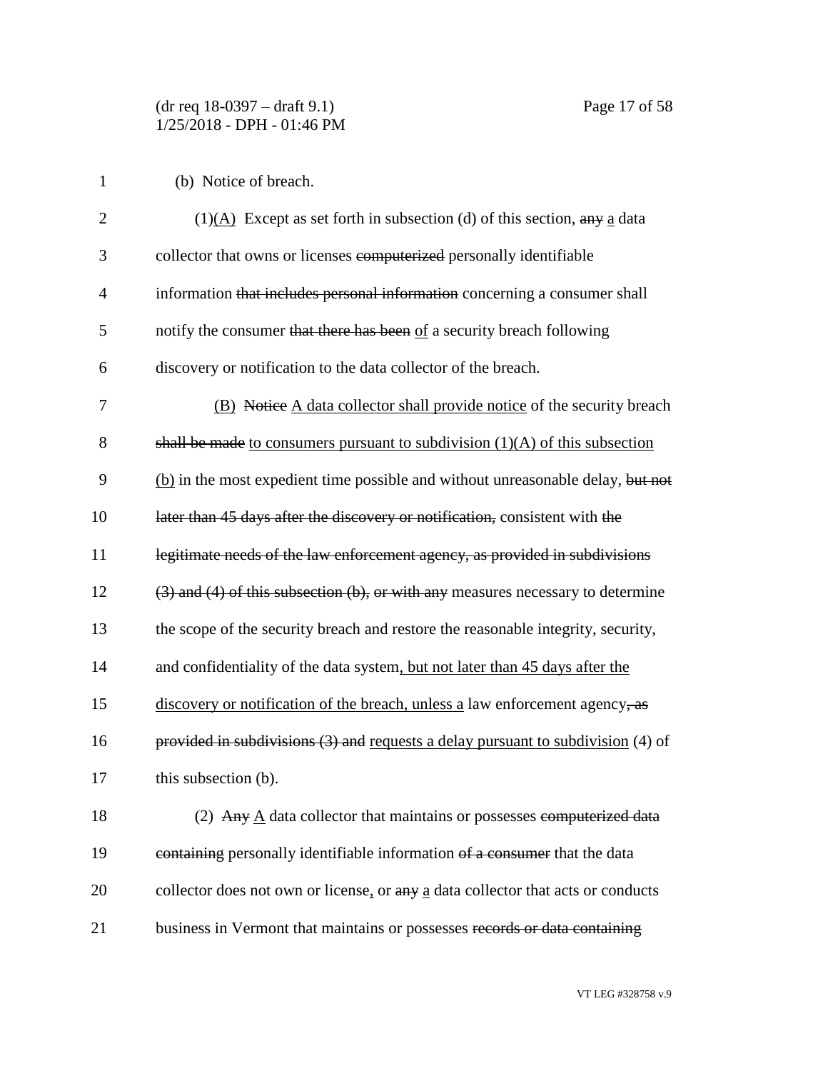(b) Notice of breach.

(1)<u>(A)</u> Except as set forth in subsection (d) of this section, ~~any~~ <u>a</u> data collector that owns or licenses ~~computerized~~ personally identifiable information ~~that includes personal information~~ concerning a consumer shall notify the consumer ~~that there has been~~ <u>of</u> a security breach following discovery or notification to the data collector of the breach.

<u>(B)</u> ~~Notice~~ <u>A data collector shall provide notice</u> of the security breach ~~shall be made~~ <u>to consumers pursuant to subdivision (1)(A) of this subsection (b)</u> in the most expedient time possible and without unreasonable delay, ~~but not later than 45 days after the discovery or notification,~~ consistent with ~~the legitimate needs of the law enforcement agency, as provided in subdivisions (3) and (4) of this subsection (b), or with any~~ measures necessary to determine the scope of the security breach and restore the reasonable integrity, security, and confidentiality of the data system<u>, but not later than 45 days after the discovery or notification of the breach, unless a</u> law enforcement agency~~, as provided in subdivisions (3) and~~ <u>requests a delay pursuant to subdivision</u> (4) of this subsection (b).

(2) ~~Any~~ <u>A</u> data collector that maintains or possesses ~~computerized data containing~~ personally identifiable information ~~of a consumer~~ that the data collector does not own or license<u>,</u> or ~~any~~ <u>a</u> data collector that acts or conducts business in Vermont that maintains or possesses ~~records or data containing~~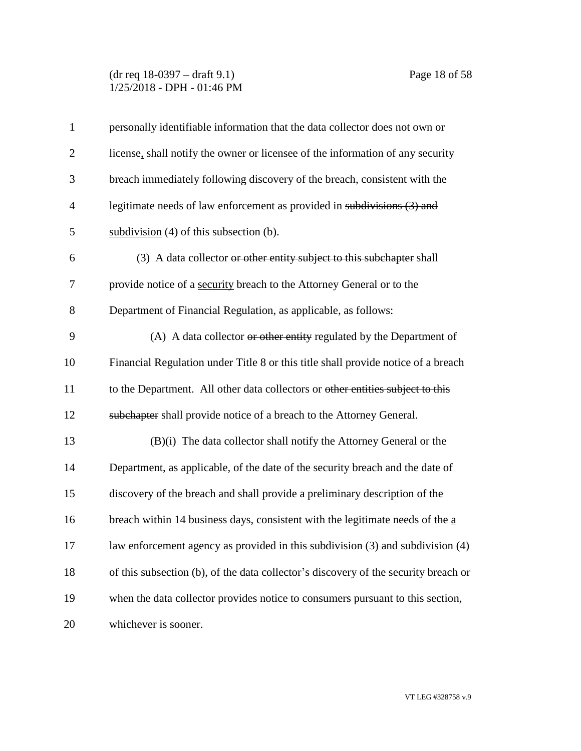personally identifiable information that the data collector does not own or license, shall notify the owner or licensee of the information of any security breach immediately following discovery of the breach, consistent with the legitimate needs of law enforcement as provided in ~~subdivisions (3) and~~ subdivision (4) of this subsection (b).

(3) A data collector ~~or other entity subject to this subchapter~~ shall provide notice of a security breach to the Attorney General or to the Department of Financial Regulation, as applicable, as follows:

(A) A data collector ~~or other entity~~ regulated by the Department of Financial Regulation under Title 8 or this title shall provide notice of a breach to the Department. All other data collectors or ~~other entities subject to this subchapter~~ shall provide notice of a breach to the Attorney General.

(B)(i) The data collector shall notify the Attorney General or the Department, as applicable, of the date of the security breach and the date of discovery of the breach and shall provide a preliminary description of the breach within 14 business days, consistent with the legitimate needs of ~~the~~ a law enforcement agency as provided in ~~this subdivision (3) and~~ subdivision (4) of this subsection (b), of the data collector's discovery of the security breach or when the data collector provides notice to consumers pursuant to this section, whichever is sooner.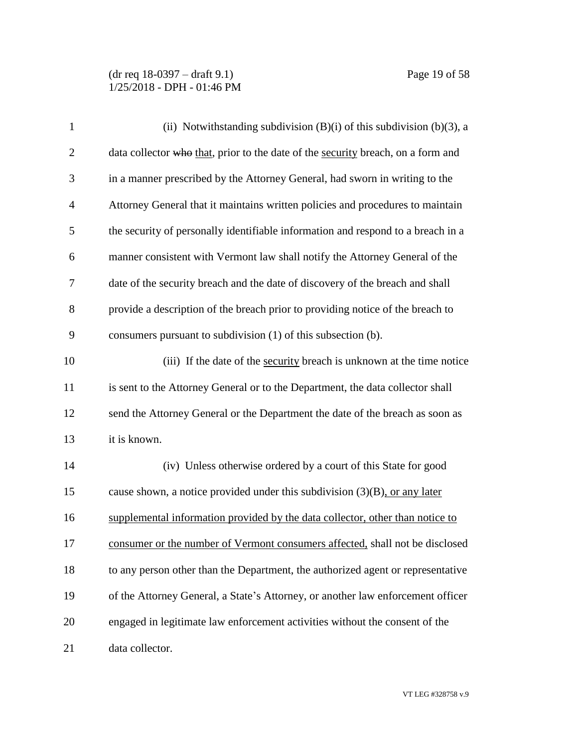(ii) Notwithstanding subdivision (B)(i) of this subdivision (b)(3), a data collector ~~who~~ that, prior to the date of the security breach, on a form and in a manner prescribed by the Attorney General, had sworn in writing to the Attorney General that it maintains written policies and procedures to maintain the security of personally identifiable information and respond to a breach in a manner consistent with Vermont law shall notify the Attorney General of the date of the security breach and the date of discovery of the breach and shall provide a description of the breach prior to providing notice of the breach to consumers pursuant to subdivision (1) of this subsection (b).

(iii) If the date of the security breach is unknown at the time notice is sent to the Attorney General or to the Department, the data collector shall send the Attorney General or the Department the date of the breach as soon as it is known.

(iv) Unless otherwise ordered by a court of this State for good cause shown, a notice provided under this subdivision (3)(B), or any later supplemental information provided by the data collector, other than notice to consumer or the number of Vermont consumers affected, shall not be disclosed to any person other than the Department, the authorized agent or representative of the Attorney General, a State's Attorney, or another law enforcement officer engaged in legitimate law enforcement activities without the consent of the data collector.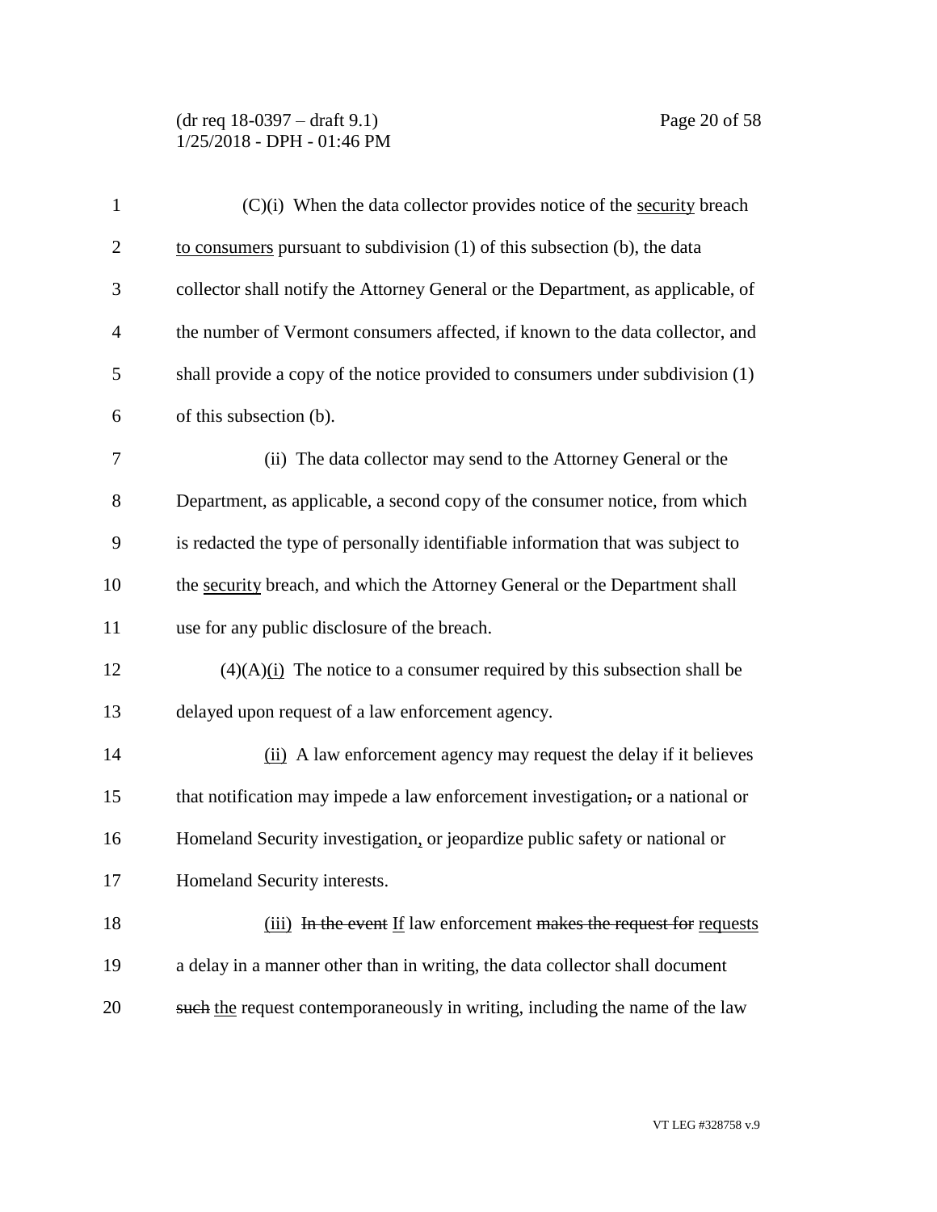(C)(i) When the data collector provides notice of the <u>security</u> breach <u>to consumers</u> pursuant to subdivision (1) of this subsection (b), the data collector shall notify the Attorney General or the Department, as applicable, of the number of Vermont consumers affected, if known to the data collector, and shall provide a copy of the notice provided to consumers under subdivision (1) of this subsection (b).

(ii) The data collector may send to the Attorney General or the Department, as applicable, a second copy of the consumer notice, from which is redacted the type of personally identifiable information that was subject to the <u>security</u> breach, and which the Attorney General or the Department shall use for any public disclosure of the breach.

(4)(A)<u>(i)</u> The notice to a consumer required by this subsection shall be delayed upon request of a law enforcement agency.

<u>(ii)</u> A law enforcement agency may request the delay if it believes that notification may impede a law enforcement investigation~~,~~ or a national or Homeland Security investigation<u>,</u> or jeopardize public safety or national or Homeland Security interests.

<u>(iii)</u> ~~In the event~~ <u>If</u> law enforcement ~~makes the request for~~ <u>requests</u> a delay in a manner other than in writing, the data collector shall document ~~such~~ <u>the</u> request contemporaneously in writing, including the name of the law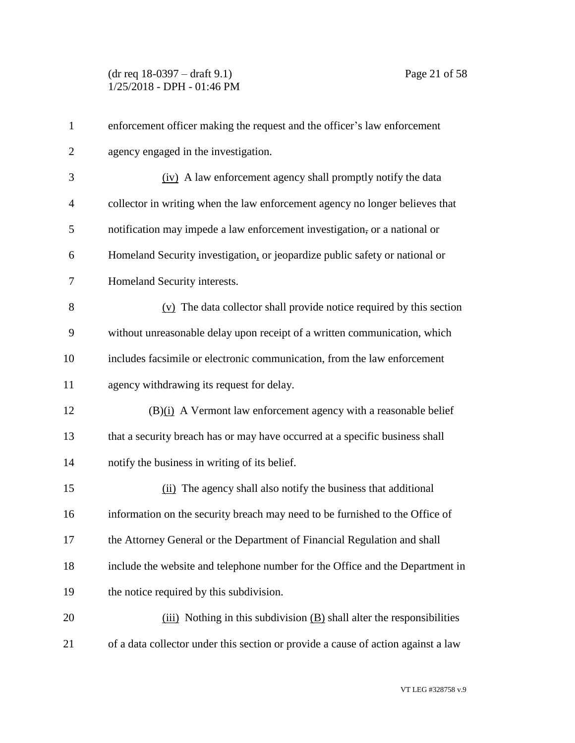enforcement officer making the request and the officer's law enforcement agency engaged in the investigation.

(iv) A law enforcement agency shall promptly notify the data collector in writing when the law enforcement agency no longer believes that notification may impede a law enforcement investigation, or a national or Homeland Security investigation, or jeopardize public safety or national or Homeland Security interests.

(v) The data collector shall provide notice required by this section without unreasonable delay upon receipt of a written communication, which includes facsimile or electronic communication, from the law enforcement agency withdrawing its request for delay.

(B)(i) A Vermont law enforcement agency with a reasonable belief that a security breach has or may have occurred at a specific business shall notify the business in writing of its belief.

(ii) The agency shall also notify the business that additional information on the security breach may need to be furnished to the Office of the Attorney General or the Department of Financial Regulation and shall include the website and telephone number for the Office and the Department in the notice required by this subdivision.

(iii) Nothing in this subdivision (B) shall alter the responsibilities of a data collector under this section or provide a cause of action against a law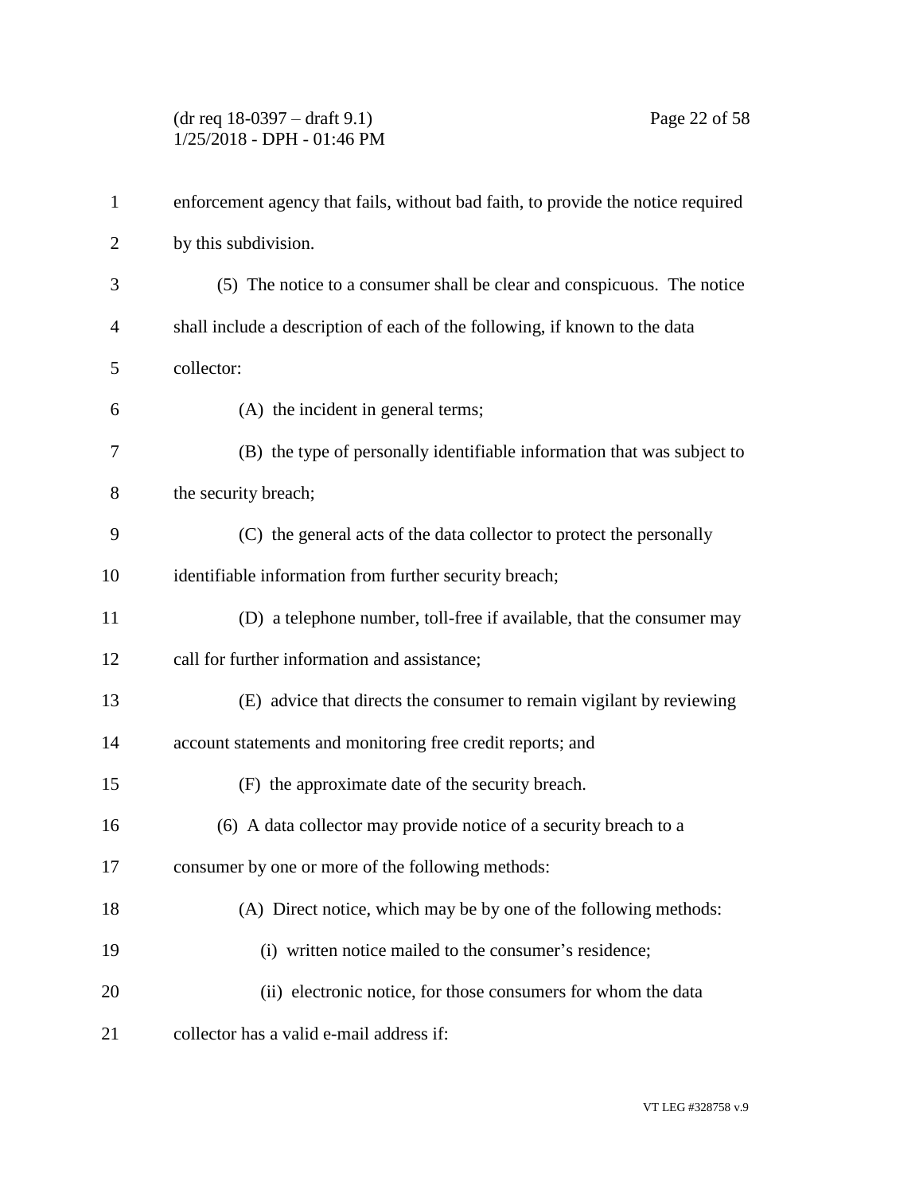enforcement agency that fails, without bad faith, to provide the notice required by this subdivision.

(5) The notice to a consumer shall be clear and conspicuous. The notice shall include a description of each of the following, if known to the data collector:

(A) the incident in general terms;

(B) the type of personally identifiable information that was subject to the security breach;

(C) the general acts of the data collector to protect the personally identifiable information from further security breach;

(D) a telephone number, toll-free if available, that the consumer may call for further information and assistance;

(E) advice that directs the consumer to remain vigilant by reviewing account statements and monitoring free credit reports; and

(F) the approximate date of the security breach.

(6) A data collector may provide notice of a security breach to a consumer by one or more of the following methods:

(A) Direct notice, which may be by one of the following methods:

(i) written notice mailed to the consumer's residence;

(ii) electronic notice, for those consumers for whom the data collector has a valid e-mail address if: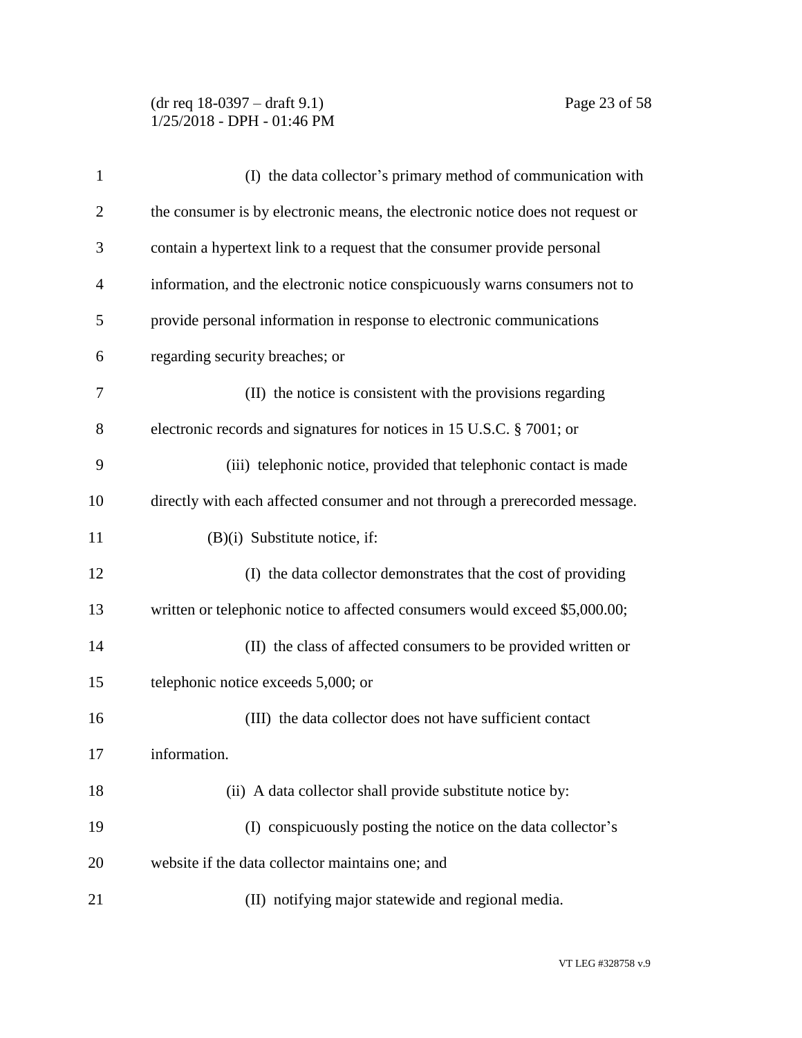(I) the data collector's primary method of communication with the consumer is by electronic means, the electronic notice does not request or contain a hypertext link to a request that the consumer provide personal information, and the electronic notice conspicuously warns consumers not to provide personal information in response to electronic communications regarding security breaches; or

(II) the notice is consistent with the provisions regarding electronic records and signatures for notices in 15 U.S.C. § 7001; or

(iii) telephonic notice, provided that telephonic contact is made directly with each affected consumer and not through a prerecorded message.

(B)(i) Substitute notice, if:

(I) the data collector demonstrates that the cost of providing written or telephonic notice to affected consumers would exceed $5,000.00;

(II) the class of affected consumers to be provided written or telephonic notice exceeds 5,000; or

(III) the data collector does not have sufficient contact information.

(ii) A data collector shall provide substitute notice by:

(I) conspicuously posting the notice on the data collector's website if the data collector maintains one; and

(II) notifying major statewide and regional media.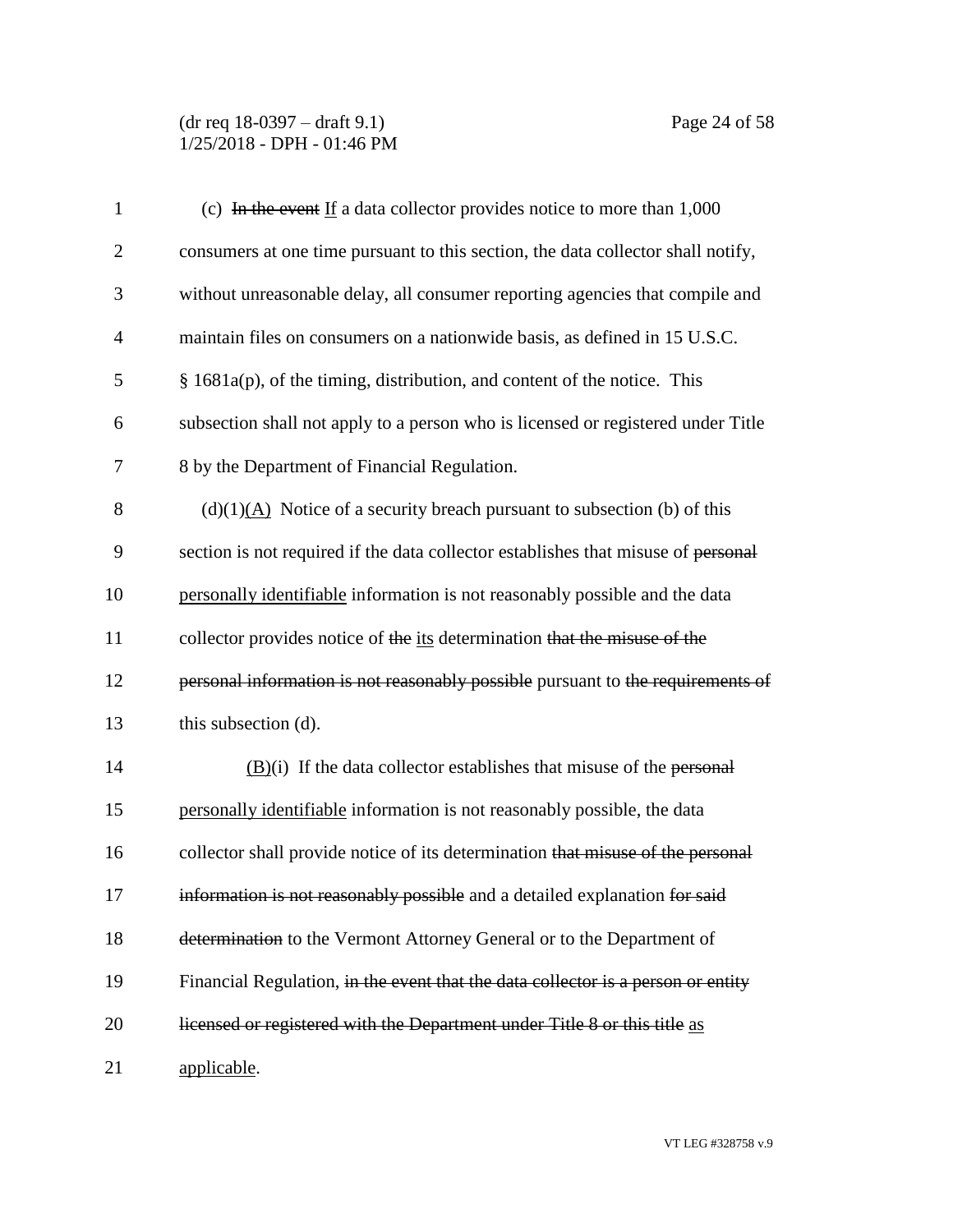(c) ~~In the event~~ <u>If</u> a data collector provides notice to more than 1,000 consumers at one time pursuant to this section, the data collector shall notify, without unreasonable delay, all consumer reporting agencies that compile and maintain files on consumers on a nationwide basis, as defined in 15 U.S.C. § 1681a(p), of the timing, distribution, and content of the notice. This subsection shall not apply to a person who is licensed or registered under Title 8 by the Department of Financial Regulation.

(d)(1)<u>(A)</u> Notice of a security breach pursuant to subsection (b) of this section is not required if the data collector establishes that misuse of ~~personal~~ <u>personally identifiable</u> information is not reasonably possible and the data collector provides notice of ~~the~~ <u>its</u> determination ~~that the misuse of the personal information is not reasonably possible~~ pursuant to ~~the requirements of~~ this subsection (d).

<u>(B)</u>(i) If the data collector establishes that misuse of the ~~personal~~ <u>personally identifiable</u> information is not reasonably possible, the data collector shall provide notice of its determination ~~that misuse of the personal information is not reasonably possible~~ and a detailed explanation ~~for said determination~~ to the Vermont Attorney General or to the Department of Financial Regulation, ~~in the event that the data collector is a person or entity licensed or registered with the Department under Title 8 or this title~~ <u>as applicable</u>.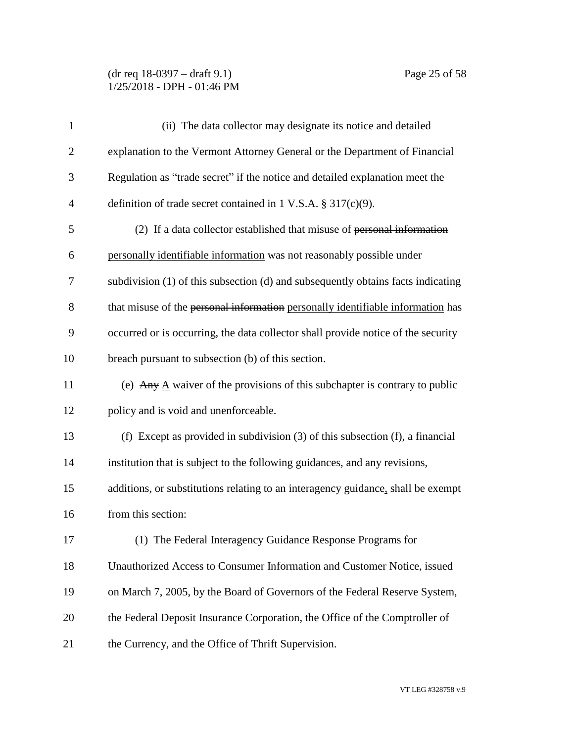(ii) The data collector may designate its notice and detailed explanation to the Vermont Attorney General or the Department of Financial Regulation as "trade secret" if the notice and detailed explanation meet the definition of trade secret contained in 1 V.S.A. § 317(c)(9).

(2) If a data collector established that misuse of ~~personal information~~ personally identifiable information was not reasonably possible under subdivision (1) of this subsection (d) and subsequently obtains facts indicating that misuse of the ~~personal information~~ personally identifiable information has occurred or is occurring, the data collector shall provide notice of the security breach pursuant to subsection (b) of this section.

(e) ~~Any~~ A waiver of the provisions of this subchapter is contrary to public policy and is void and unenforceable.

(f) Except as provided in subdivision (3) of this subsection (f), a financial institution that is subject to the following guidances, and any revisions, additions, or substitutions relating to an interagency guidance, shall be exempt from this section:

(1) The Federal Interagency Guidance Response Programs for Unauthorized Access to Consumer Information and Customer Notice, issued on March 7, 2005, by the Board of Governors of the Federal Reserve System, the Federal Deposit Insurance Corporation, the Office of the Comptroller of the Currency, and the Office of Thrift Supervision.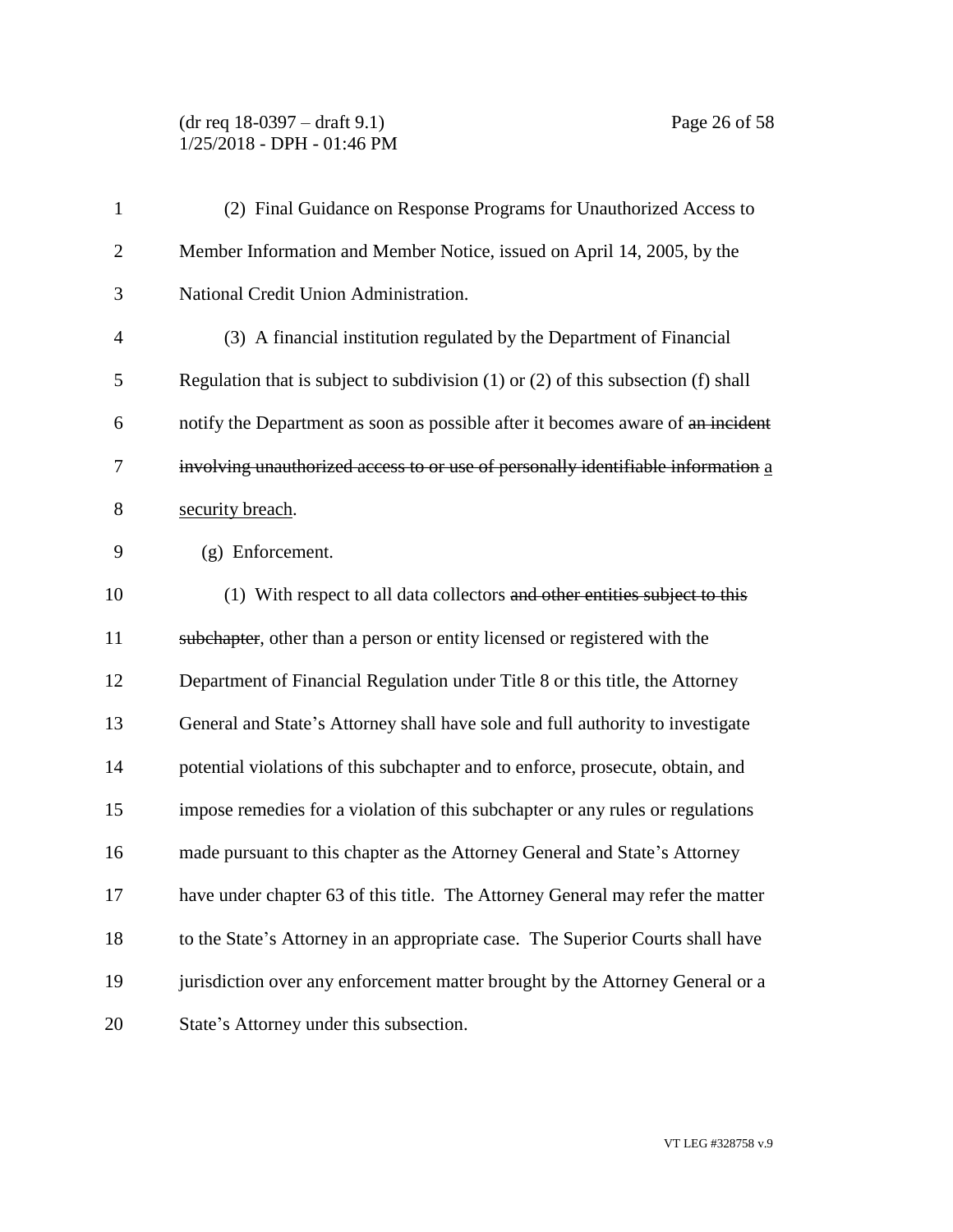(2) Final Guidance on Response Programs for Unauthorized Access to Member Information and Member Notice, issued on April 14, 2005, by the National Credit Union Administration.

(3) A financial institution regulated by the Department of Financial Regulation that is subject to subdivision (1) or (2) of this subsection (f) shall notify the Department as soon as possible after it becomes aware of ~~an incident involving unauthorized access to or use of personally identifiable information~~ <u>a security breach</u>.

(g) Enforcement.

(1) With respect to all data collectors ~~and other entities subject to this subchapter~~, other than a person or entity licensed or registered with the Department of Financial Regulation under Title 8 or this title, the Attorney General and State's Attorney shall have sole and full authority to investigate potential violations of this subchapter and to enforce, prosecute, obtain, and impose remedies for a violation of this subchapter or any rules or regulations made pursuant to this chapter as the Attorney General and State's Attorney have under chapter 63 of this title. The Attorney General may refer the matter to the State's Attorney in an appropriate case. The Superior Courts shall have jurisdiction over any enforcement matter brought by the Attorney General or a State's Attorney under this subsection.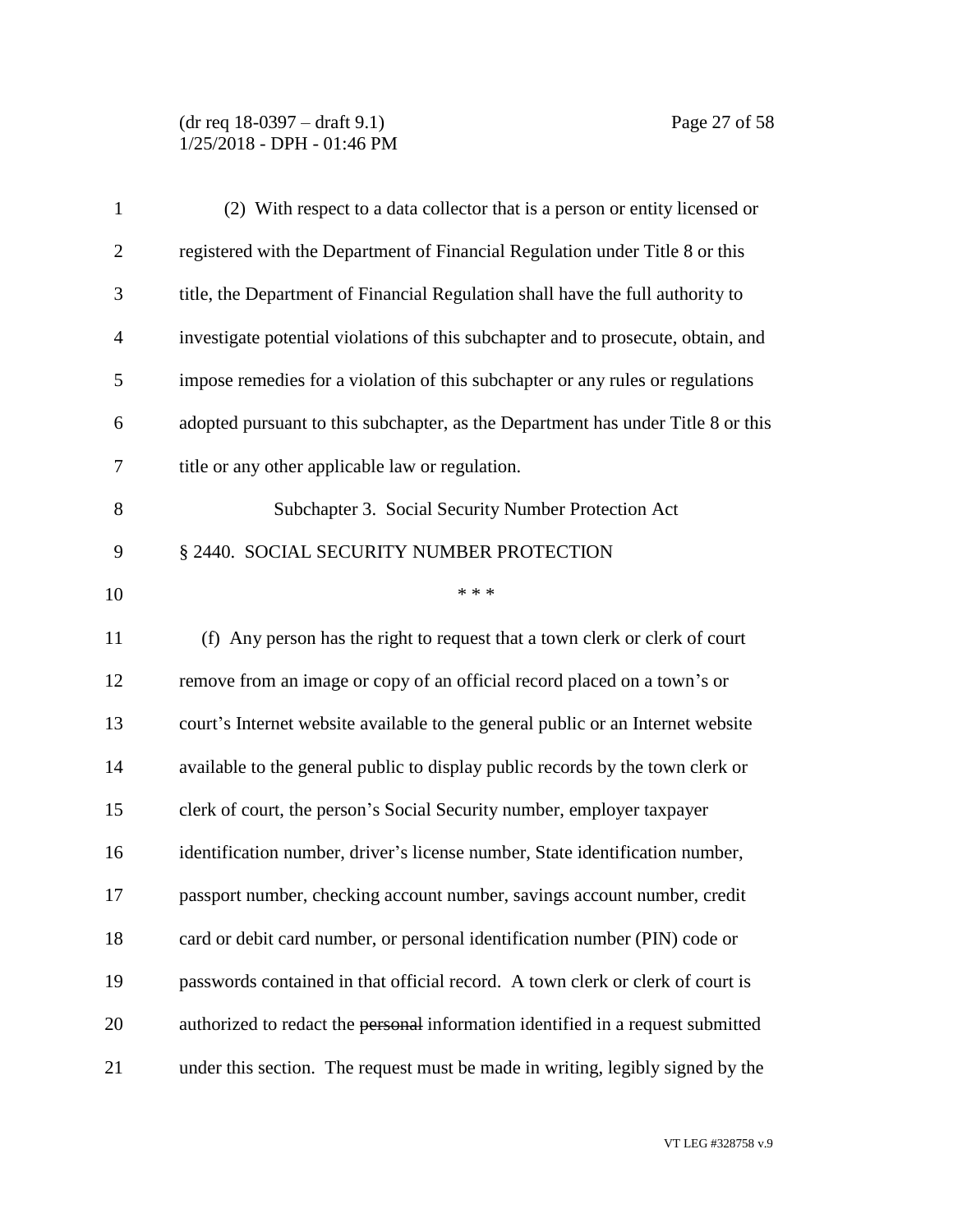(2) With respect to a data collector that is a person or entity licensed or registered with the Department of Financial Regulation under Title 8 or this title, the Department of Financial Regulation shall have the full authority to investigate potential violations of this subchapter and to prosecute, obtain, and impose remedies for a violation of this subchapter or any rules or regulations adopted pursuant to this subchapter, as the Department has under Title 8 or this title or any other applicable law or regulation.

Subchapter 3. Social Security Number Protection Act

§ 2440. SOCIAL SECURITY NUMBER PROTECTION

* * *

(f) Any person has the right to request that a town clerk or clerk of court remove from an image or copy of an official record placed on a town's or court's Internet website available to the general public or an Internet website available to the general public to display public records by the town clerk or clerk of court, the person's Social Security number, employer taxpayer identification number, driver's license number, State identification number, passport number, checking account number, savings account number, credit card or debit card number, or personal identification number (PIN) code or passwords contained in that official record. A town clerk or clerk of court is authorized to redact the ~~personal~~ information identified in a request submitted under this section. The request must be made in writing, legibly signed by the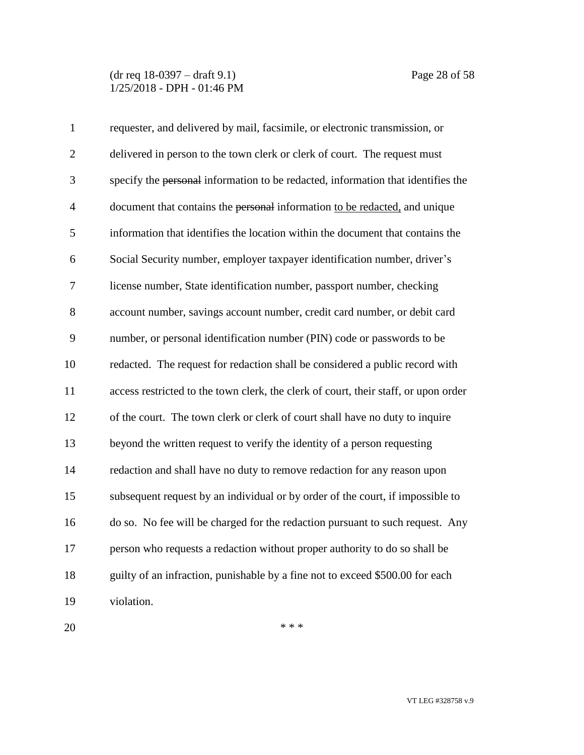requester, and delivered by mail, facsimile, or electronic transmission, or delivered in person to the town clerk or clerk of court. The request must specify the ~~personal~~ information to be redacted, information that identifies the document that contains the ~~personal~~ information <u>to be redacted,</u> and unique information that identifies the location within the document that contains the Social Security number, employer taxpayer identification number, driver's license number, State identification number, passport number, checking account number, savings account number, credit card number, or debit card number, or personal identification number (PIN) code or passwords to be redacted. The request for redaction shall be considered a public record with access restricted to the town clerk, the clerk of court, their staff, or upon order of the court. The town clerk or clerk of court shall have no duty to inquire beyond the written request to verify the identity of a person requesting redaction and shall have no duty to remove redaction for any reason upon subsequent request by an individual or by order of the court, if impossible to do so. No fee will be charged for the redaction pursuant to such request. Any person who requests a redaction without proper authority to do so shall be guilty of an infraction, punishable by a fine not to exceed $500.00 for each violation.

\* \* \*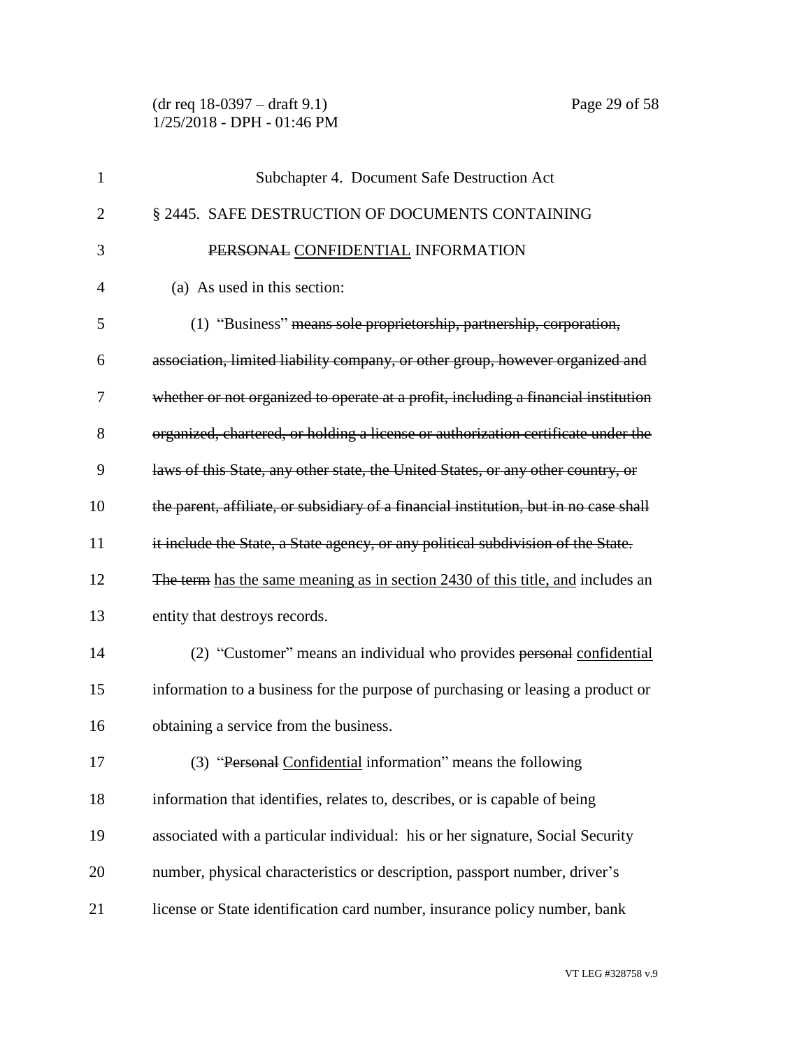Subchapter 4. Document Safe Destruction Act

§ 2445. SAFE DESTRUCTION OF DOCUMENTS CONTAINING ~~PERSONAL~~ CONFIDENTIAL INFORMATION

(a) As used in this section:

(1) "Business" ~~means sole proprietorship, partnership, corporation, association, limited liability company, or other group, however organized and whether or not organized to operate at a profit, including a financial institution organized, chartered, or holding a license or authorization certificate under the laws of this State, any other state, the United States, or any other country, or the parent, affiliate, or subsidiary of a financial institution, but in no case shall it include the State, a State agency, or any political subdivision of the State. The term~~ has the same meaning as in section 2430 of this title, and includes an entity that destroys records.

(2) "Customer" means an individual who provides ~~personal~~ confidential information to a business for the purpose of purchasing or leasing a product or obtaining a service from the business.

(3) "~~Personal~~ Confidential information" means the following information that identifies, relates to, describes, or is capable of being associated with a particular individual: his or her signature, Social Security number, physical characteristics or description, passport number, driver's license or State identification card number, insurance policy number, bank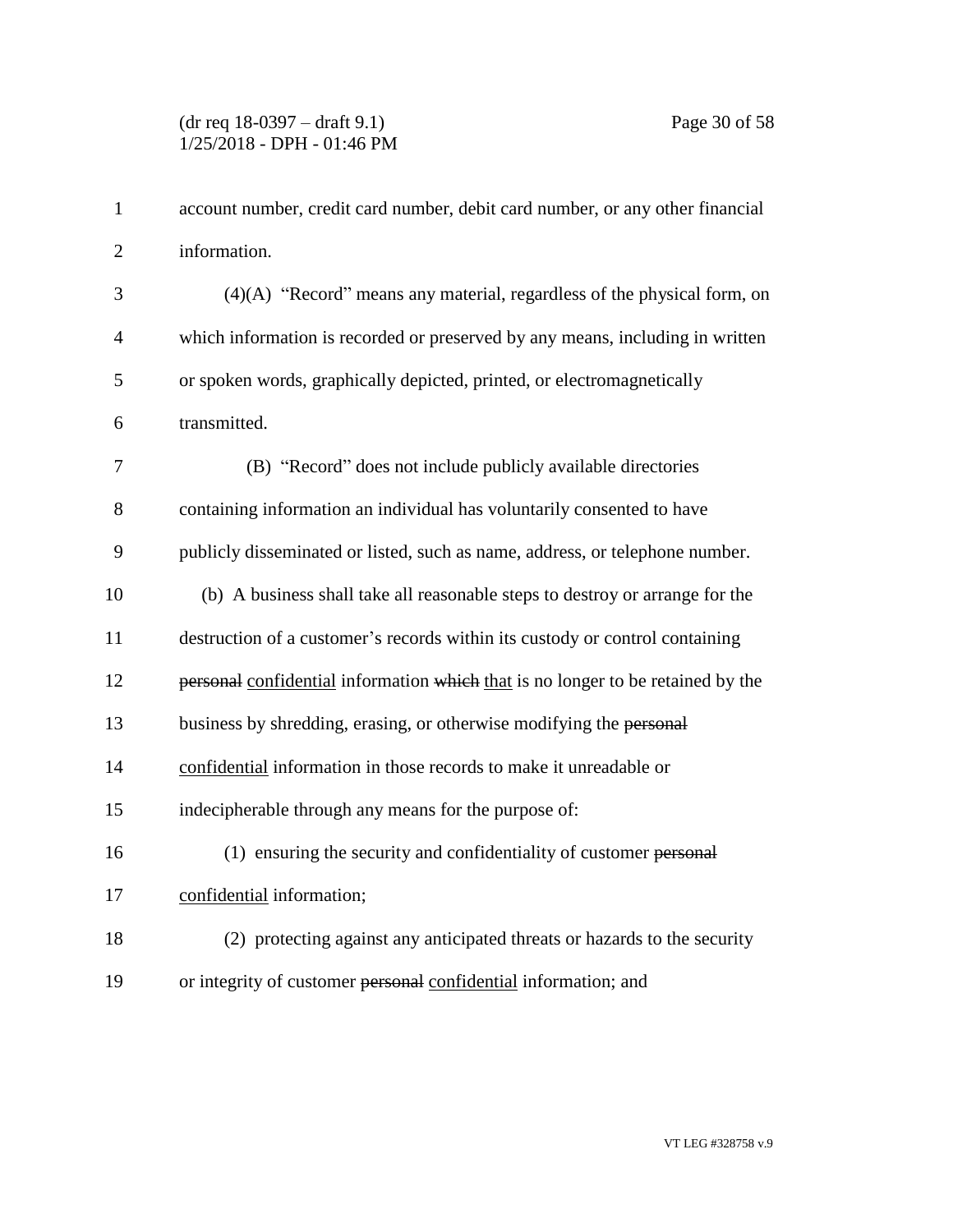account number, credit card number, debit card number, or any other financial information.

(4)(A) "Record" means any material, regardless of the physical form, on which information is recorded or preserved by any means, including in written or spoken words, graphically depicted, printed, or electromagnetically transmitted.

(B) "Record" does not include publicly available directories containing information an individual has voluntarily consented to have publicly disseminated or listed, such as name, address, or telephone number.

(b) A business shall take all reasonable steps to destroy or arrange for the destruction of a customer's records within its custody or control containing ~~personal~~ <u>confidential</u> information ~~which~~ <u>that</u> is no longer to be retained by the business by shredding, erasing, or otherwise modifying the ~~personal~~ <u>confidential</u> information in those records to make it unreadable or indecipherable through any means for the purpose of:

(1) ensuring the security and confidentiality of customer ~~personal~~ <u>confidential</u> information;

(2) protecting against any anticipated threats or hazards to the security or integrity of customer ~~personal~~ <u>confidential</u> information; and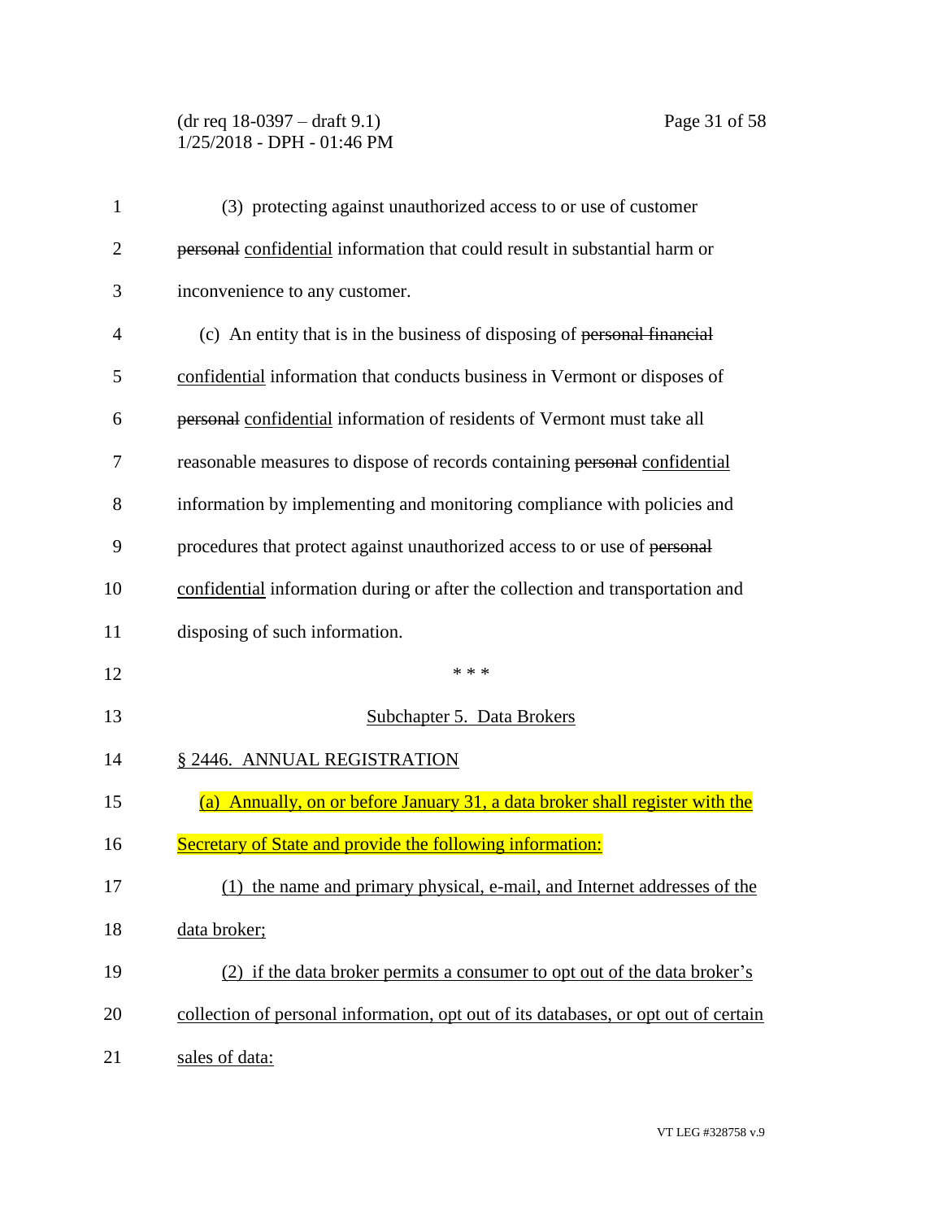(3) protecting against unauthorized access to or use of customer ~~personal~~ confidential information that could result in substantial harm or inconvenience to any customer.

(c) An entity that is in the business of disposing of ~~personal financial~~ confidential information that conducts business in Vermont or disposes of ~~personal~~ confidential information of residents of Vermont must take all reasonable measures to dispose of records containing ~~personal~~ confidential information by implementing and monitoring compliance with policies and procedures that protect against unauthorized access to or use of ~~personal~~ confidential information during or after the collection and transportation and disposing of such information.

\* \* \*

## Subchapter 5. Data Brokers

### § 2446. ANNUAL REGISTRATION

(a) Annually, on or before January 31, a data broker shall register with the Secretary of State and provide the following information:

(1) the name and primary physical, e-mail, and Internet addresses of the data broker;

(2) if the data broker permits a consumer to opt out of the data broker's collection of personal information, opt out of its databases, or opt out of certain sales of data: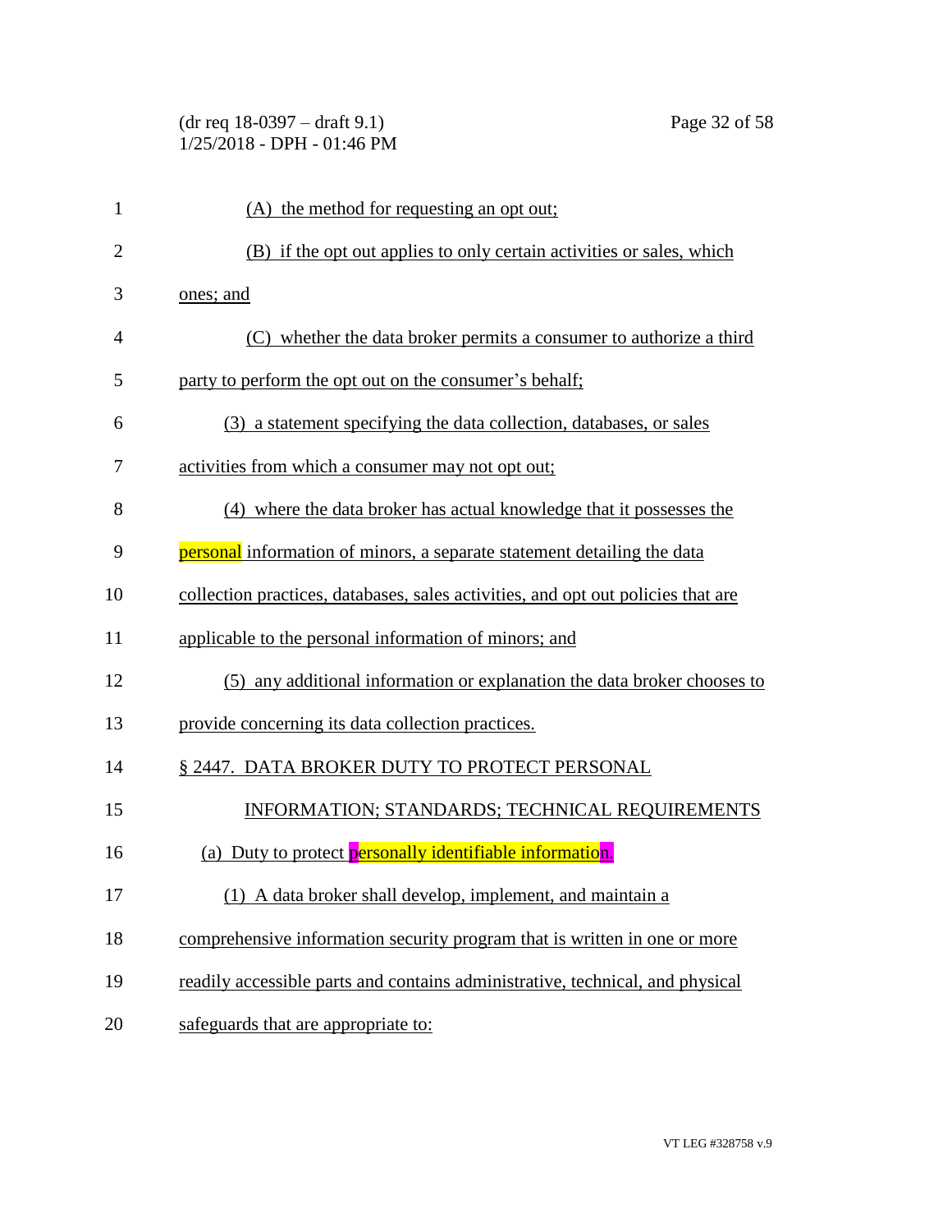(A) the method for requesting an opt out;

(B) if the opt out applies to only certain activities or sales, which ones; and

(C) whether the data broker permits a consumer to authorize a third party to perform the opt out on the consumer's behalf;

(3) a statement specifying the data collection, databases, or sales activities from which a consumer may not opt out;

(4) where the data broker has actual knowledge that it possesses the personal information of minors, a separate statement detailing the data collection practices, databases, sales activities, and opt out policies that are applicable to the personal information of minors; and

(5) any additional information or explanation the data broker chooses to provide concerning its data collection practices.

## § 2447. DATA BROKER DUTY TO PROTECT PERSONAL INFORMATION; STANDARDS; TECHNICAL REQUIREMENTS

(a) Duty to protect personally identifiable information.

(1) A data broker shall develop, implement, and maintain a comprehensive information security program that is written in one or more readily accessible parts and contains administrative, technical, and physical safeguards that are appropriate to: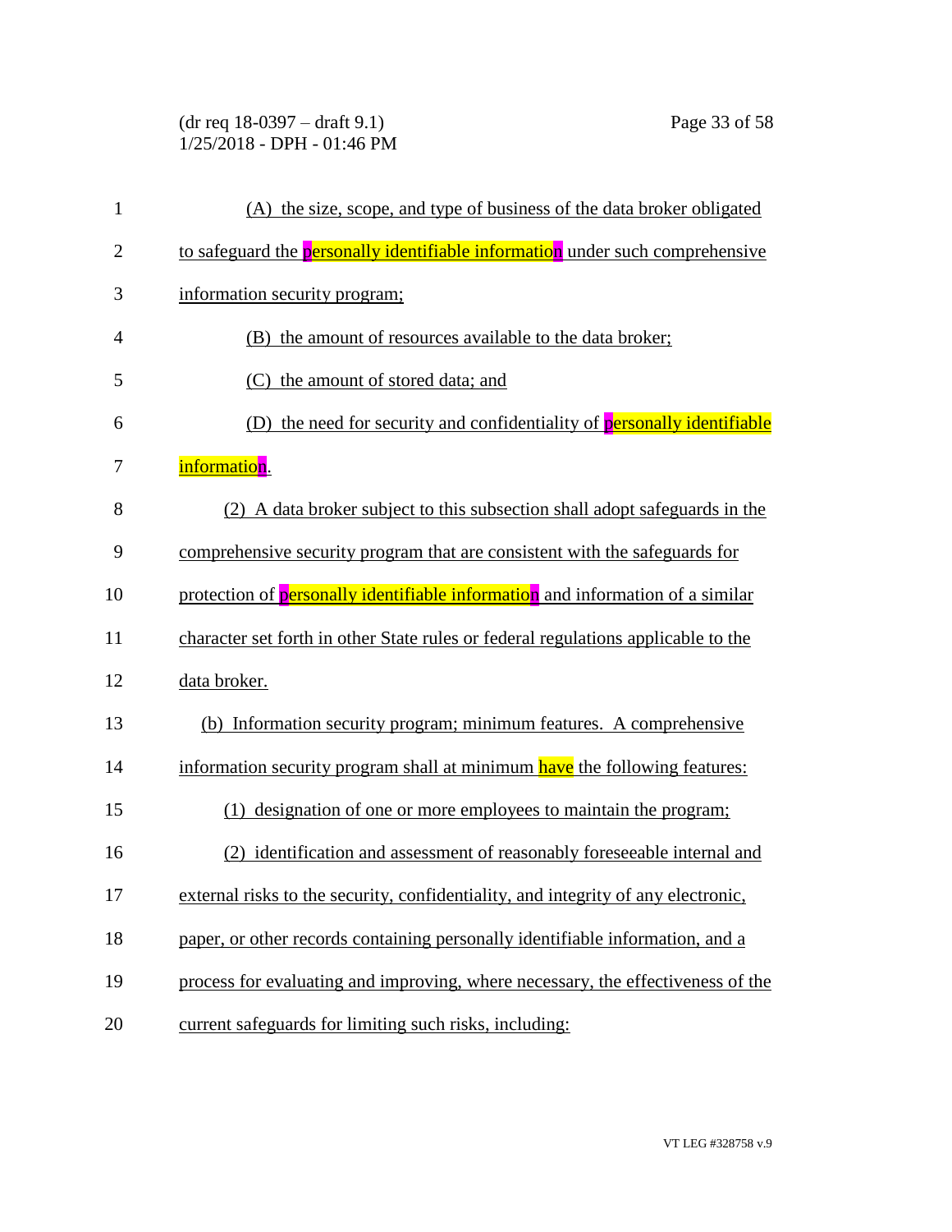(A) the size, scope, and type of business of the data broker obligated to safeguard the personally identifiable information under such comprehensive information security program;

(B) the amount of resources available to the data broker;

(C) the amount of stored data; and

(D) the need for security and confidentiality of personally identifiable information.

(2) A data broker subject to this subsection shall adopt safeguards in the comprehensive security program that are consistent with the safeguards for protection of personally identifiable information and information of a similar character set forth in other State rules or federal regulations applicable to the data broker.

(b) Information security program; minimum features. A comprehensive information security program shall at minimum have the following features:

(1) designation of one or more employees to maintain the program;

(2) identification and assessment of reasonably foreseeable internal and external risks to the security, confidentiality, and integrity of any electronic, paper, or other records containing personally identifiable information, and a process for evaluating and improving, where necessary, the effectiveness of the current safeguards for limiting such risks, including: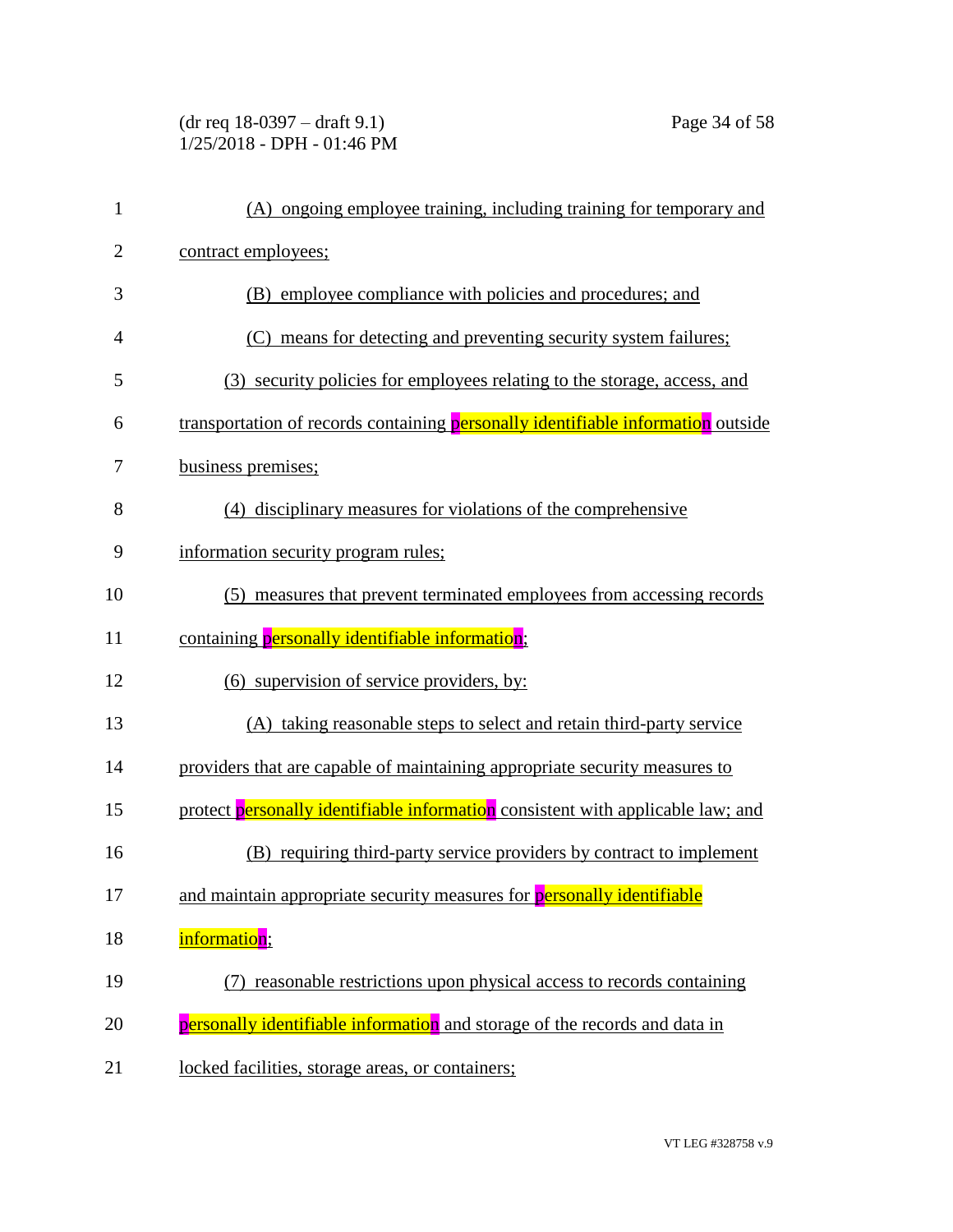(A) ongoing employee training, including training for temporary and contract employees;

(B) employee compliance with policies and procedures; and

(C) means for detecting and preventing security system failures;

(3) security policies for employees relating to the storage, access, and transportation of records containing personally identifiable information outside business premises;

(4) disciplinary measures for violations of the comprehensive information security program rules;

(5) measures that prevent terminated employees from accessing records containing personally identifiable information;

(6) supervision of service providers, by:

(A) taking reasonable steps to select and retain third-party service providers that are capable of maintaining appropriate security measures to protect personally identifiable information consistent with applicable law; and

(B) requiring third-party service providers by contract to implement and maintain appropriate security measures for personally identifiable information;

(7) reasonable restrictions upon physical access to records containing personally identifiable information and storage of the records and data in locked facilities, storage areas, or containers;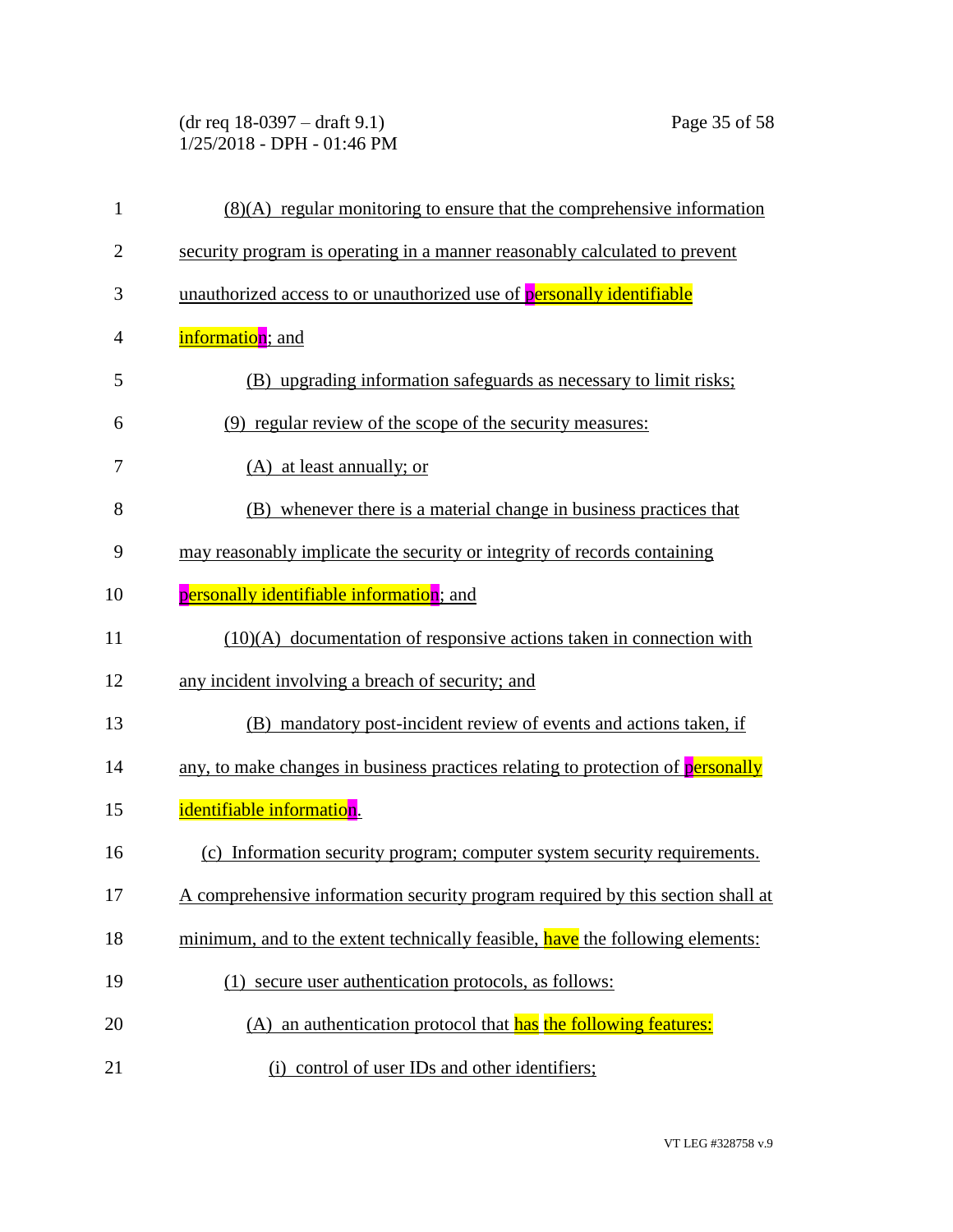(8)(A) regular monitoring to ensure that the comprehensive information security program is operating in a manner reasonably calculated to prevent unauthorized access to or unauthorized use of personally identifiable information; and

(B) upgrading information safeguards as necessary to limit risks;

(9) regular review of the scope of the security measures:

(A) at least annually; or

(B) whenever there is a material change in business practices that may reasonably implicate the security or integrity of records containing personally identifiable information; and

(10)(A) documentation of responsive actions taken in connection with any incident involving a breach of security; and

(B) mandatory post-incident review of events and actions taken, if any, to make changes in business practices relating to protection of personally identifiable information.

(c) Information security program; computer system security requirements. A comprehensive information security program required by this section shall at minimum, and to the extent technically feasible, have the following elements:

(1) secure user authentication protocols, as follows:

(A) an authentication protocol that has the following features:

(i) control of user IDs and other identifiers;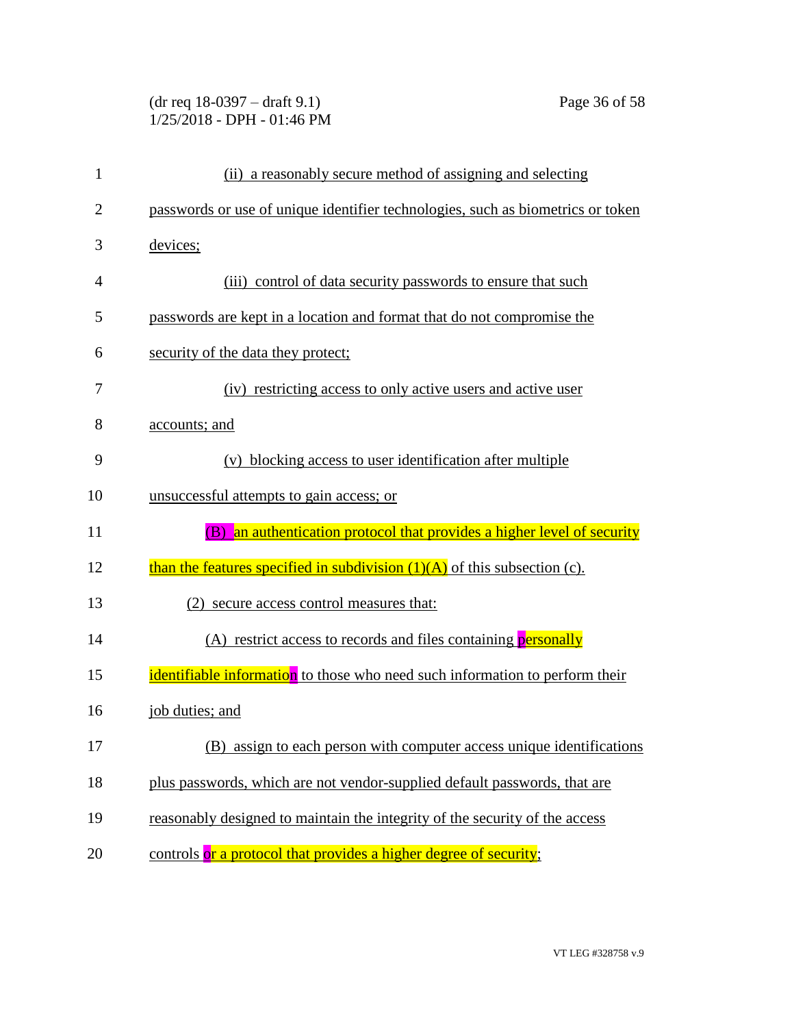(ii) a reasonably secure method of assigning and selecting passwords or use of unique identifier technologies, such as biometrics or token devices;

(iii) control of data security passwords to ensure that such passwords are kept in a location and format that do not compromise the security of the data they protect;

(iv) restricting access to only active users and active user accounts; and

(v) blocking access to user identification after multiple unsuccessful attempts to gain access; or

(B) an authentication protocol that provides a higher level of security than the features specified in subdivision (1)(A) of this subsection (c).

(2) secure access control measures that:

(A) restrict access to records and files containing personally identifiable information to those who need such information to perform their job duties; and

(B) assign to each person with computer access unique identifications plus passwords, which are not vendor-supplied default passwords, that are reasonably designed to maintain the integrity of the security of the access controls or a protocol that provides a higher degree of security;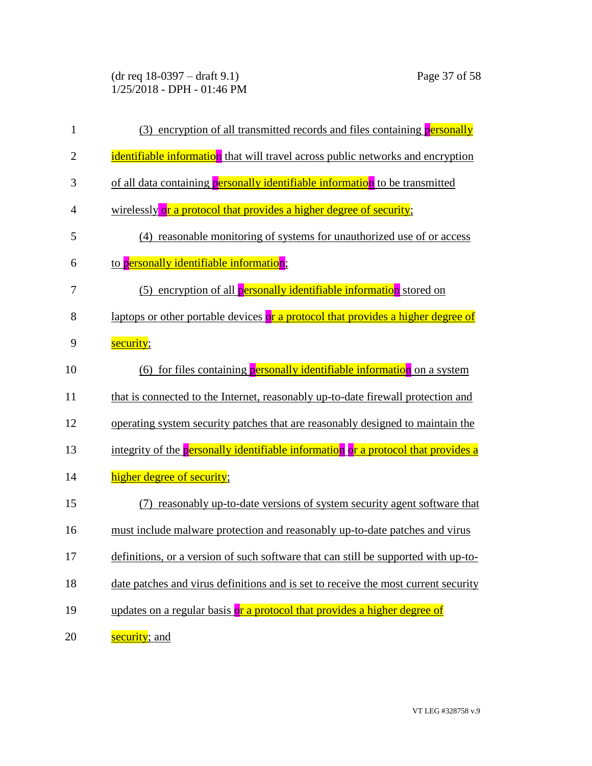(3) encryption of all transmitted records and files containing personally identifiable information that will travel across public networks and encryption of all data containing personally identifiable information to be transmitted wirelessly or a protocol that provides a higher degree of security;

(4) reasonable monitoring of systems for unauthorized use of or access to personally identifiable information;

(5) encryption of all personally identifiable information stored on laptops or other portable devices or a protocol that provides a higher degree of security;

(6) for files containing personally identifiable information on a system that is connected to the Internet, reasonably up-to-date firewall protection and operating system security patches that are reasonably designed to maintain the integrity of the personally identifiable information or a protocol that provides a higher degree of security;

(7) reasonably up-to-date versions of system security agent software that must include malware protection and reasonably up-to-date patches and virus definitions, or a version of such software that can still be supported with up-to-date patches and virus definitions and is set to receive the most current security updates on a regular basis or a protocol that provides a higher degree of security; and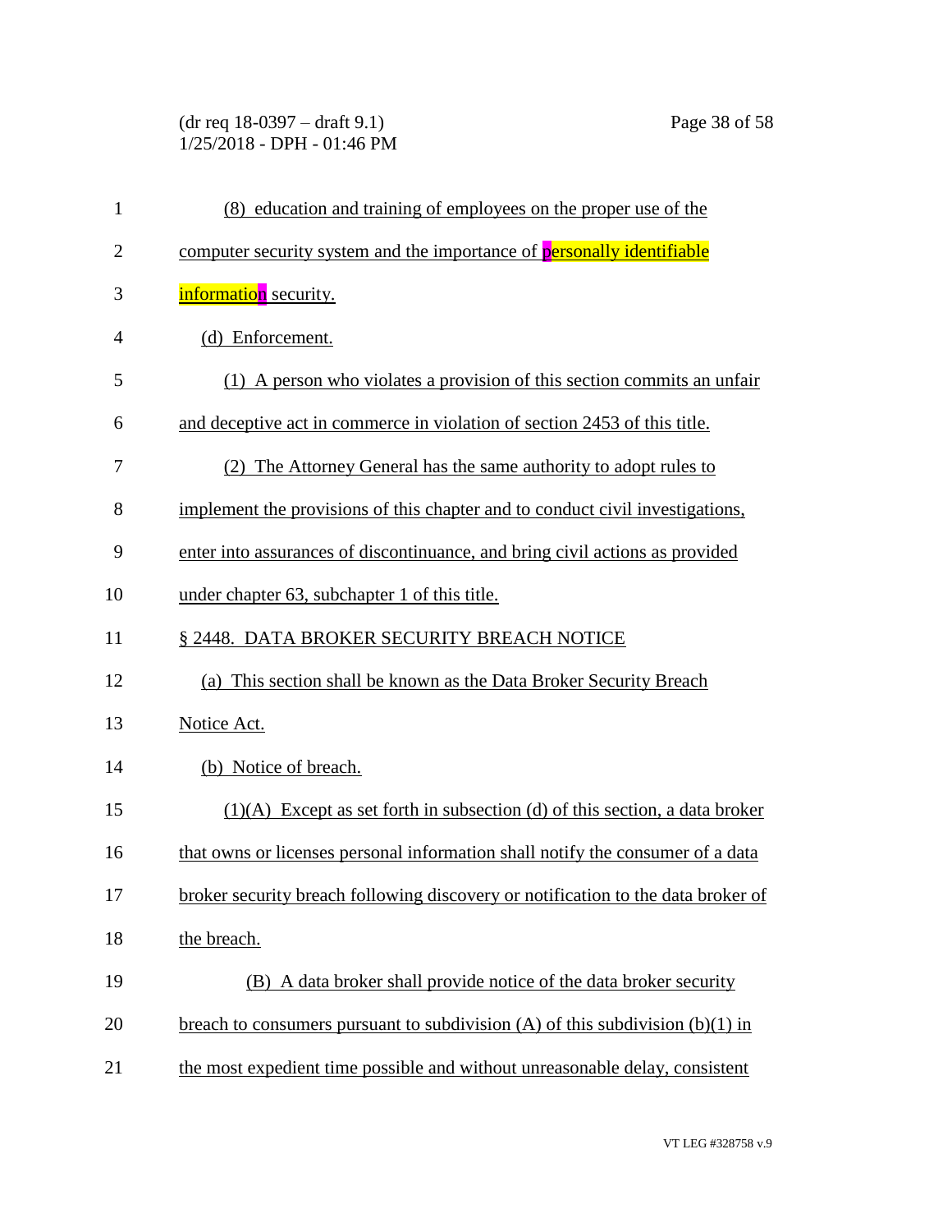(8) education and training of employees on the proper use of the computer security system and the importance of personally identifiable information security.

(d) Enforcement.

(1) A person who violates a provision of this section commits an unfair and deceptive act in commerce in violation of section 2453 of this title.

(2) The Attorney General has the same authority to adopt rules to implement the provisions of this chapter and to conduct civil investigations, enter into assurances of discontinuance, and bring civil actions as provided under chapter 63, subchapter 1 of this title.

§ 2448. DATA BROKER SECURITY BREACH NOTICE

(a) This section shall be known as the Data Broker Security Breach Notice Act.

(b) Notice of breach.

(1)(A) Except as set forth in subsection (d) of this section, a data broker that owns or licenses personal information shall notify the consumer of a data broker security breach following discovery or notification to the data broker of the breach.

(B) A data broker shall provide notice of the data broker security breach to consumers pursuant to subdivision (A) of this subdivision (b)(1) in the most expedient time possible and without unreasonable delay, consistent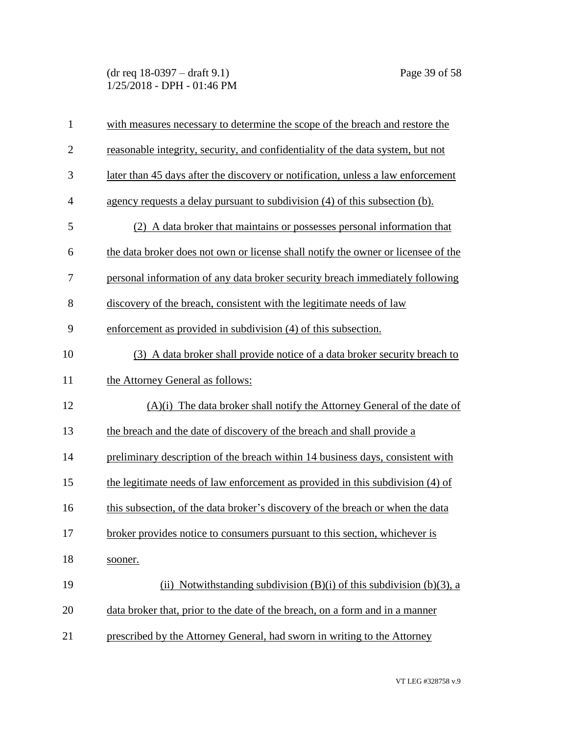with measures necessary to determine the scope of the breach and restore the reasonable integrity, security, and confidentiality of the data system, but not later than 45 days after the discovery or notification, unless a law enforcement agency requests a delay pursuant to subdivision (4) of this subsection (b).

(2) A data broker that maintains or possesses personal information that the data broker does not own or license shall notify the owner or licensee of the personal information of any data broker security breach immediately following discovery of the breach, consistent with the legitimate needs of law enforcement as provided in subdivision (4) of this subsection.

(3) A data broker shall provide notice of a data broker security breach to the Attorney General as follows:

(A)(i) The data broker shall notify the Attorney General of the date of the breach and the date of discovery of the breach and shall provide a preliminary description of the breach within 14 business days, consistent with the legitimate needs of law enforcement as provided in this subdivision (4) of this subsection, of the data broker's discovery of the breach or when the data broker provides notice to consumers pursuant to this section, whichever is sooner.

(ii) Notwithstanding subdivision (B)(i) of this subdivision (b)(3), a data broker that, prior to the date of the breach, on a form and in a manner prescribed by the Attorney General, had sworn in writing to the Attorney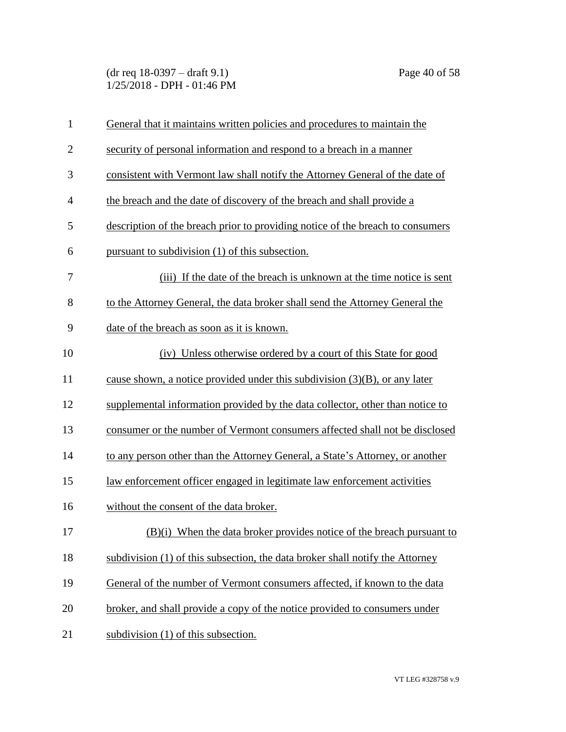General that it maintains written policies and procedures to maintain the security of personal information and respond to a breach in a manner consistent with Vermont law shall notify the Attorney General of the date of the breach and the date of discovery of the breach and shall provide a description of the breach prior to providing notice of the breach to consumers pursuant to subdivision (1) of this subsection.

(iii) If the date of the breach is unknown at the time notice is sent to the Attorney General, the data broker shall send the Attorney General the date of the breach as soon as it is known.

(iv) Unless otherwise ordered by a court of this State for good cause shown, a notice provided under this subdivision (3)(B), or any later supplemental information provided by the data collector, other than notice to consumer or the number of Vermont consumers affected shall not be disclosed to any person other than the Attorney General, a State's Attorney, or another law enforcement officer engaged in legitimate law enforcement activities without the consent of the data broker.

(B)(i) When the data broker provides notice of the breach pursuant to subdivision (1) of this subsection, the data broker shall notify the Attorney General of the number of Vermont consumers affected, if known to the data broker, and shall provide a copy of the notice provided to consumers under subdivision (1) of this subsection.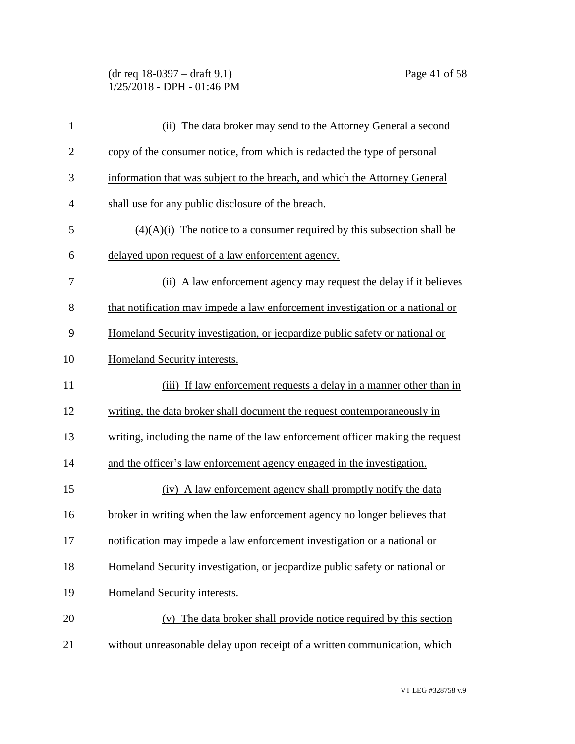(ii) The data broker may send to the Attorney General a second copy of the consumer notice, from which is redacted the type of personal information that was subject to the breach, and which the Attorney General shall use for any public disclosure of the breach.

(4)(A)(i) The notice to a consumer required by this subsection shall be delayed upon request of a law enforcement agency.

(ii) A law enforcement agency may request the delay if it believes that notification may impede a law enforcement investigation or a national or Homeland Security investigation, or jeopardize public safety or national or Homeland Security interests.

(iii) If law enforcement requests a delay in a manner other than in writing, the data broker shall document the request contemporaneously in writing, including the name of the law enforcement officer making the request and the officer's law enforcement agency engaged in the investigation.

(iv) A law enforcement agency shall promptly notify the data broker in writing when the law enforcement agency no longer believes that notification may impede a law enforcement investigation or a national or Homeland Security investigation, or jeopardize public safety or national or Homeland Security interests.

(v) The data broker shall provide notice required by this section without unreasonable delay upon receipt of a written communication, which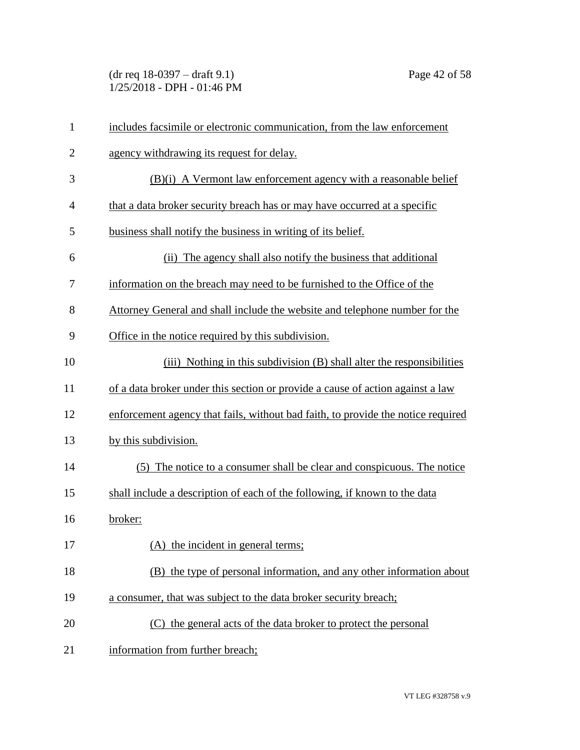includes facsimile or electronic communication, from the law enforcement agency withdrawing its request for delay.

(B)(i) A Vermont law enforcement agency with a reasonable belief that a data broker security breach has or may have occurred at a specific business shall notify the business in writing of its belief.

(ii) The agency shall also notify the business that additional information on the breach may need to be furnished to the Office of the Attorney General and shall include the website and telephone number for the Office in the notice required by this subdivision.

(iii) Nothing in this subdivision (B) shall alter the responsibilities of a data broker under this section or provide a cause of action against a law enforcement agency that fails, without bad faith, to provide the notice required by this subdivision.

(5) The notice to a consumer shall be clear and conspicuous. The notice shall include a description of each of the following, if known to the data broker:

(A) the incident in general terms;

(B) the type of personal information, and any other information about a consumer, that was subject to the data broker security breach;

(C) the general acts of the data broker to protect the personal information from further breach;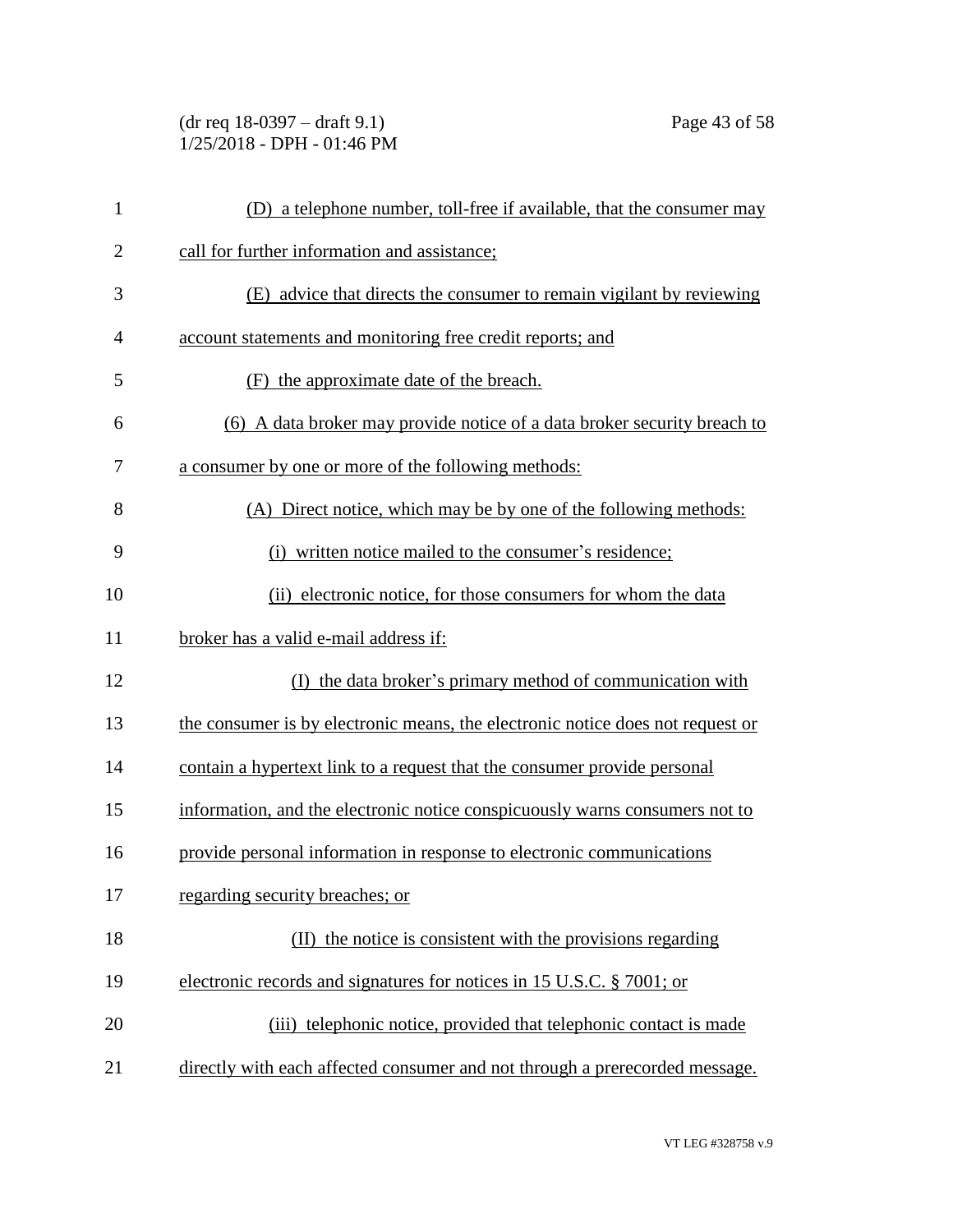(D) a telephone number, toll-free if available, that the consumer may call for further information and assistance;

(E) advice that directs the consumer to remain vigilant by reviewing account statements and monitoring free credit reports; and

(F) the approximate date of the breach.

(6) A data broker may provide notice of a data broker security breach to a consumer by one or more of the following methods:

(A) Direct notice, which may be by one of the following methods:

(i) written notice mailed to the consumer's residence;

(ii) electronic notice, for those consumers for whom the data broker has a valid e-mail address if:

(I) the data broker's primary method of communication with the consumer is by electronic means, the electronic notice does not request or contain a hypertext link to a request that the consumer provide personal information, and the electronic notice conspicuously warns consumers not to provide personal information in response to electronic communications regarding security breaches; or

(II) the notice is consistent with the provisions regarding electronic records and signatures for notices in 15 U.S.C. § 7001; or

(iii) telephonic notice, provided that telephonic contact is made directly with each affected consumer and not through a prerecorded message.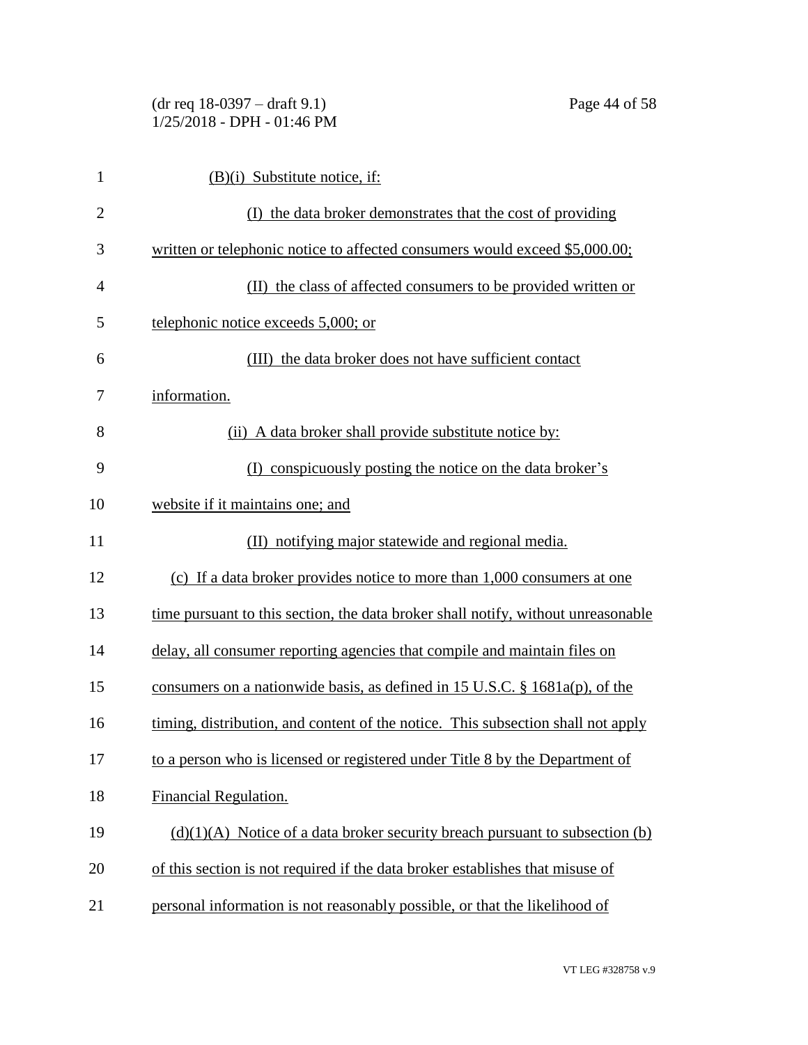(B)(i) Substitute notice, if:

(I) the data broker demonstrates that the cost of providing written or telephonic notice to affected consumers would exceed $5,000.00;

(II) the class of affected consumers to be provided written or telephonic notice exceeds 5,000; or

(III) the data broker does not have sufficient contact information.

(ii) A data broker shall provide substitute notice by:

(I) conspicuously posting the notice on the data broker's website if it maintains one; and

(II) notifying major statewide and regional media.

(c) If a data broker provides notice to more than 1,000 consumers at one time pursuant to this section, the data broker shall notify, without unreasonable delay, all consumer reporting agencies that compile and maintain files on consumers on a nationwide basis, as defined in 15 U.S.C. § 1681a(p), of the timing, distribution, and content of the notice. This subsection shall not apply to a person who is licensed or registered under Title 8 by the Department of Financial Regulation.

(d)(1)(A) Notice of a data broker security breach pursuant to subsection (b) of this section is not required if the data broker establishes that misuse of personal information is not reasonably possible, or that the likelihood of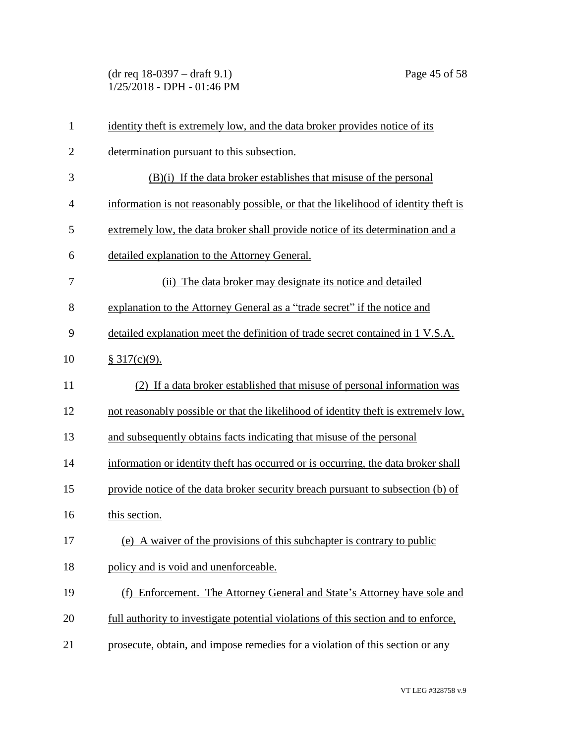identity theft is extremely low, and the data broker provides notice of its determination pursuant to this subsection.

(B)(i) If the data broker establishes that misuse of the personal information is not reasonably possible, or that the likelihood of identity theft is extremely low, the data broker shall provide notice of its determination and a detailed explanation to the Attorney General.

(ii) The data broker may designate its notice and detailed explanation to the Attorney General as a "trade secret" if the notice and detailed explanation meet the definition of trade secret contained in 1 V.S.A. § 317(c)(9).

(2) If a data broker established that misuse of personal information was not reasonably possible or that the likelihood of identity theft is extremely low, and subsequently obtains facts indicating that misuse of the personal information or identity theft has occurred or is occurring, the data broker shall provide notice of the data broker security breach pursuant to subsection (b) of this section.

(e) A waiver of the provisions of this subchapter is contrary to public policy and is void and unenforceable.

(f) Enforcement. The Attorney General and State's Attorney have sole and full authority to investigate potential violations of this section and to enforce, prosecute, obtain, and impose remedies for a violation of this section or any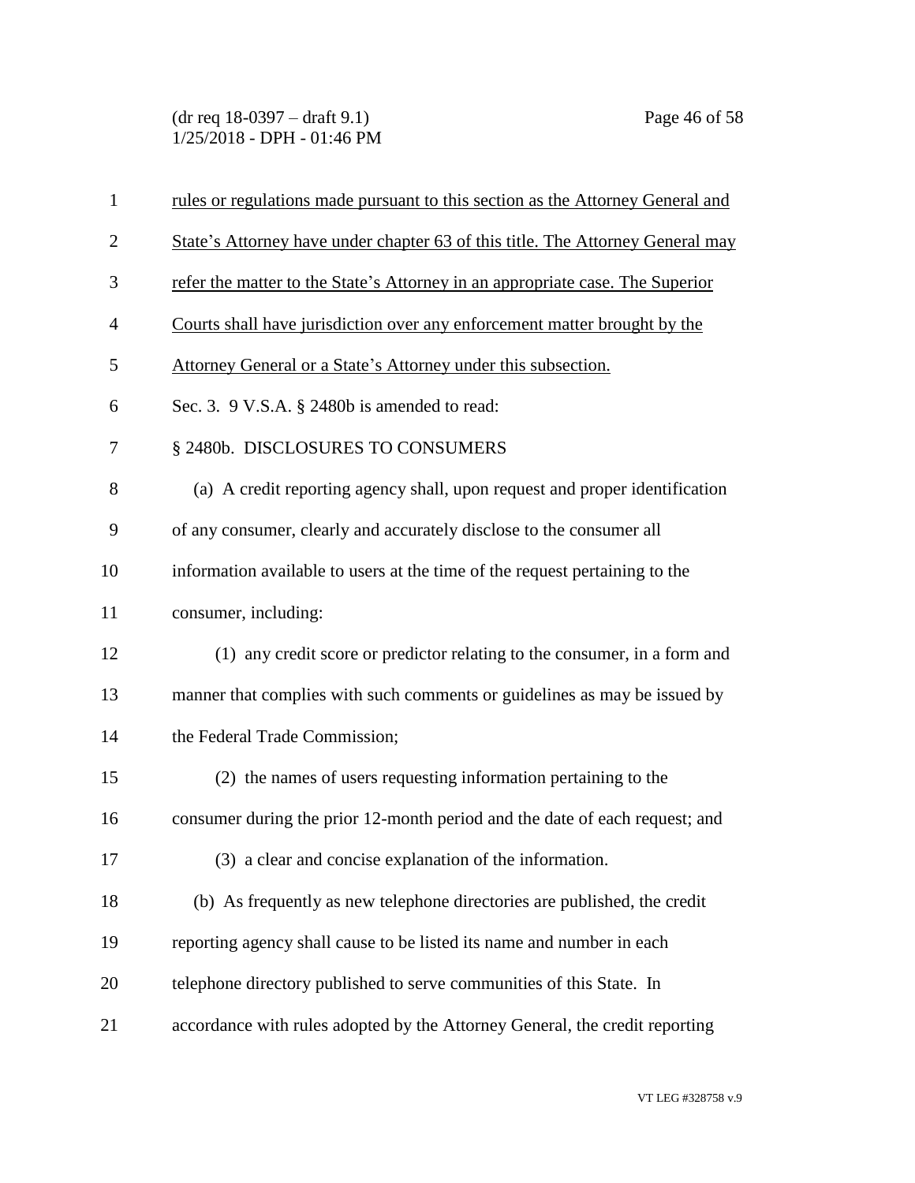rules or regulations made pursuant to this section as the Attorney General and State's Attorney have under chapter 63 of this title. The Attorney General may refer the matter to the State's Attorney in an appropriate case. The Superior Courts shall have jurisdiction over any enforcement matter brought by the Attorney General or a State's Attorney under this subsection.

Sec. 3. 9 V.S.A. § 2480b is amended to read:

§ 2480b. DISCLOSURES TO CONSUMERS

(a) A credit reporting agency shall, upon request and proper identification of any consumer, clearly and accurately disclose to the consumer all information available to users at the time of the request pertaining to the consumer, including:

(1) any credit score or predictor relating to the consumer, in a form and manner that complies with such comments or guidelines as may be issued by the Federal Trade Commission;

(2) the names of users requesting information pertaining to the consumer during the prior 12-month period and the date of each request; and

(3) a clear and concise explanation of the information.

(b) As frequently as new telephone directories are published, the credit reporting agency shall cause to be listed its name and number in each telephone directory published to serve communities of this State. In accordance with rules adopted by the Attorney General, the credit reporting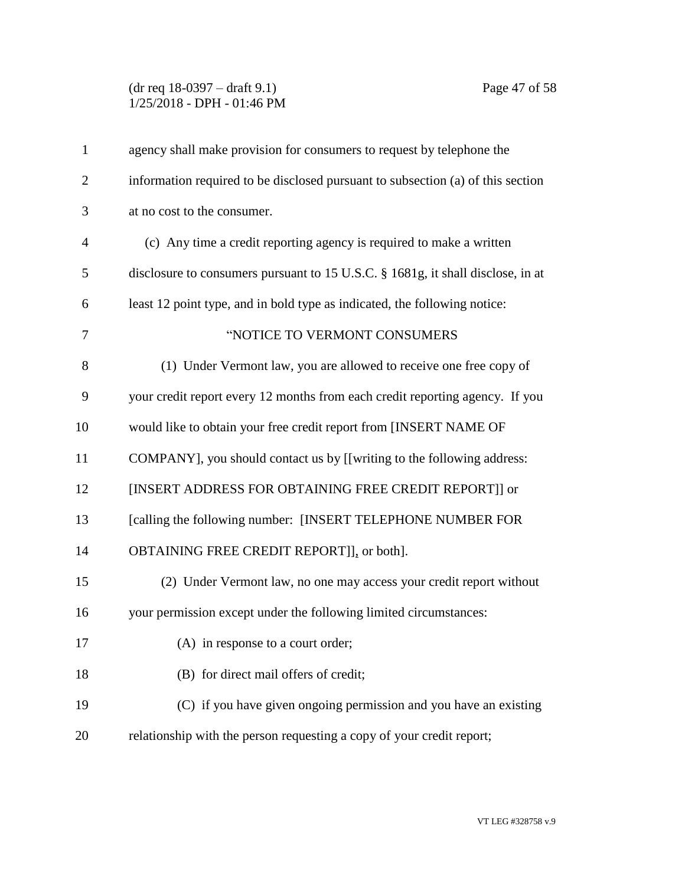agency shall make provision for consumers to request by telephone the information required to be disclosed pursuant to subsection (a) of this section at no cost to the consumer.

(c) Any time a credit reporting agency is required to make a written disclosure to consumers pursuant to 15 U.S.C. § 1681g, it shall disclose, in at least 12 point type, and in bold type as indicated, the following notice:

"NOTICE TO VERMONT CONSUMERS

(1) Under Vermont law, you are allowed to receive one free copy of your credit report every 12 months from each credit reporting agency. If you would like to obtain your free credit report from [INSERT NAME OF COMPANY], you should contact us by [[writing to the following address: [INSERT ADDRESS FOR OBTAINING FREE CREDIT REPORT]] or [calling the following number: [INSERT TELEPHONE NUMBER FOR OBTAINING FREE CREDIT REPORT]], or both].

(2) Under Vermont law, no one may access your credit report without your permission except under the following limited circumstances:

(A) in response to a court order;

(B) for direct mail offers of credit;

(C) if you have given ongoing permission and you have an existing relationship with the person requesting a copy of your credit report;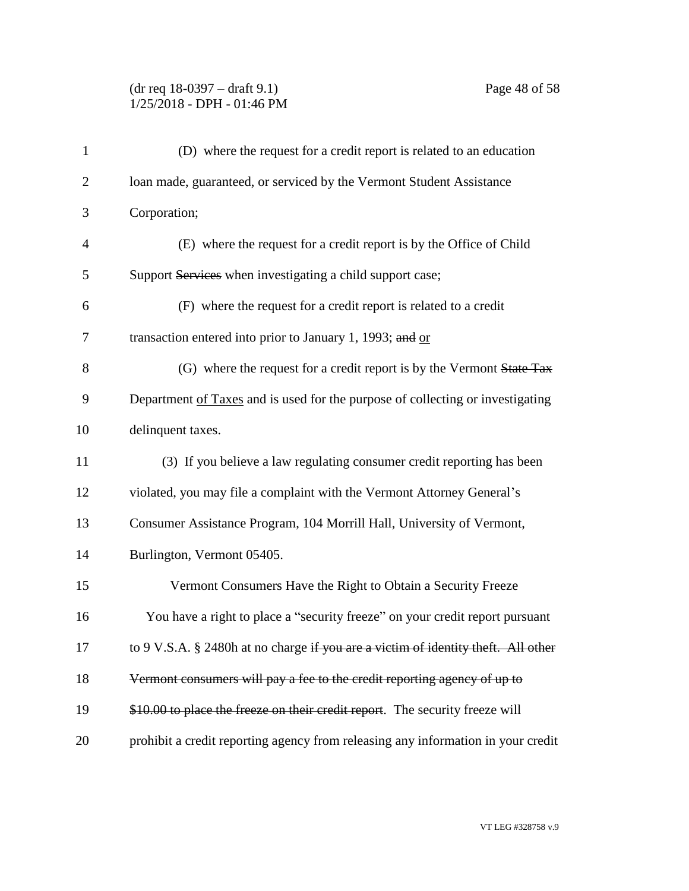(D) where the request for a credit report is related to an education loan made, guaranteed, or serviced by the Vermont Student Assistance Corporation;

(E) where the request for a credit report is by the Office of Child Support ~~Services~~ when investigating a child support case;

(F) where the request for a credit report is related to a credit transaction entered into prior to January 1, 1993; ~~and~~ <u>or</u>

(G) where the request for a credit report is by the Vermont ~~State Tax~~ Department <u>of Taxes</u> and is used for the purpose of collecting or investigating delinquent taxes.

(3) If you believe a law regulating consumer credit reporting has been violated, you may file a complaint with the Vermont Attorney General's Consumer Assistance Program, 104 Morrill Hall, University of Vermont, Burlington, Vermont 05405.

Vermont Consumers Have the Right to Obtain a Security Freeze

You have a right to place a "security freeze" on your credit report pursuant to 9 V.S.A. § 2480h at no charge ~~if you are a victim of identity theft. All other Vermont consumers will pay a fee to the credit reporting agency of up to $10.00 to place the freeze on their credit report~~. The security freeze will prohibit a credit reporting agency from releasing any information in your credit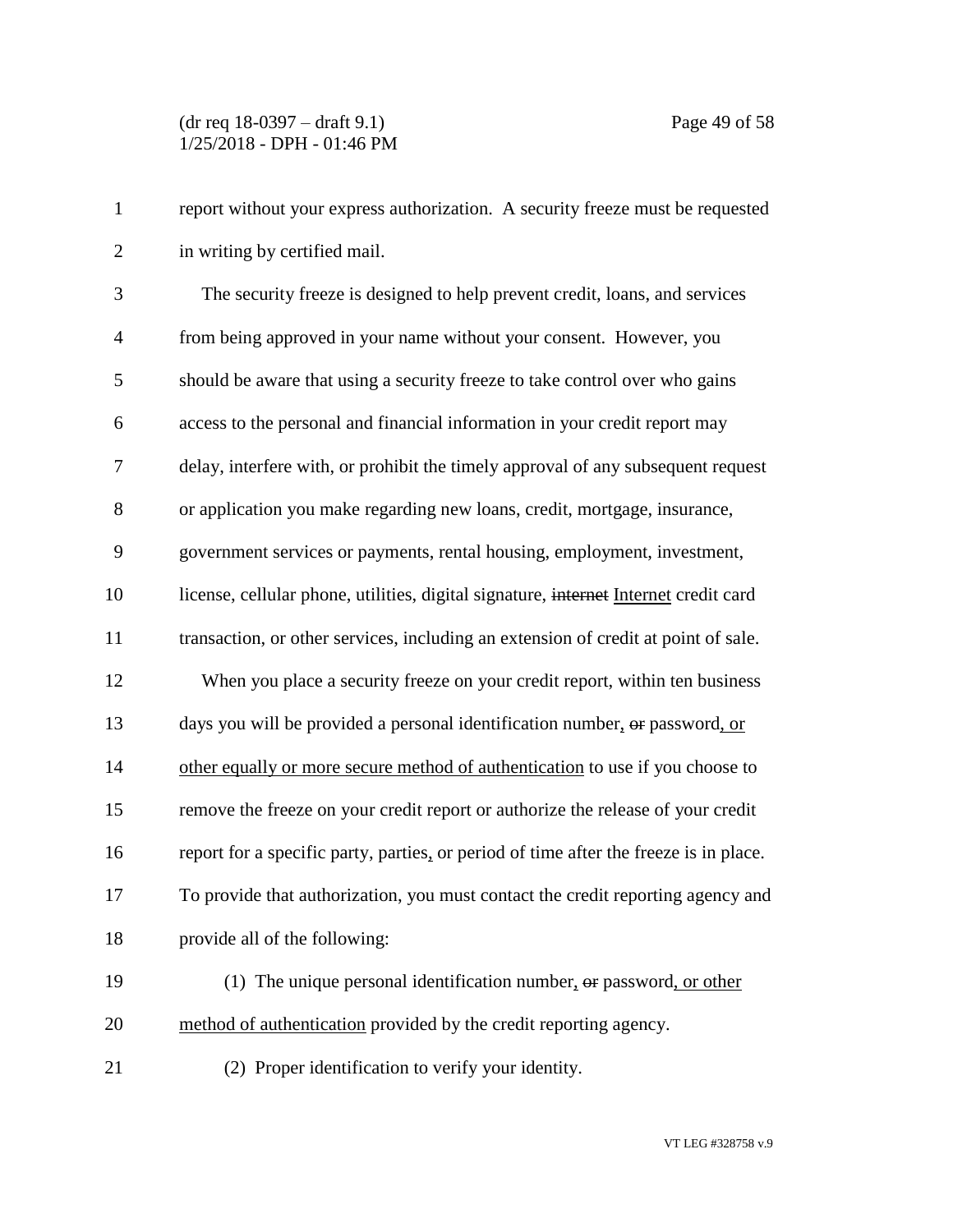report without your express authorization. A security freeze must be requested in writing by certified mail.

The security freeze is designed to help prevent credit, loans, and services from being approved in your name without your consent. However, you should be aware that using a security freeze to take control over who gains access to the personal and financial information in your credit report may delay, interfere with, or prohibit the timely approval of any subsequent request or application you make regarding new loans, credit, mortgage, insurance, government services or payments, rental housing, employment, investment, license, cellular phone, utilities, digital signature, ~~internet~~ Internet credit card transaction, or other services, including an extension of credit at point of sale.

When you place a security freeze on your credit report, within ten business days you will be provided a personal identification number, ~~or~~ password, or other equally or more secure method of authentication to use if you choose to remove the freeze on your credit report or authorize the release of your credit report for a specific party, parties, or period of time after the freeze is in place. To provide that authorization, you must contact the credit reporting agency and provide all of the following:

(1) The unique personal identification number, ~~or~~ password, or other method of authentication provided by the credit reporting agency.

(2) Proper identification to verify your identity.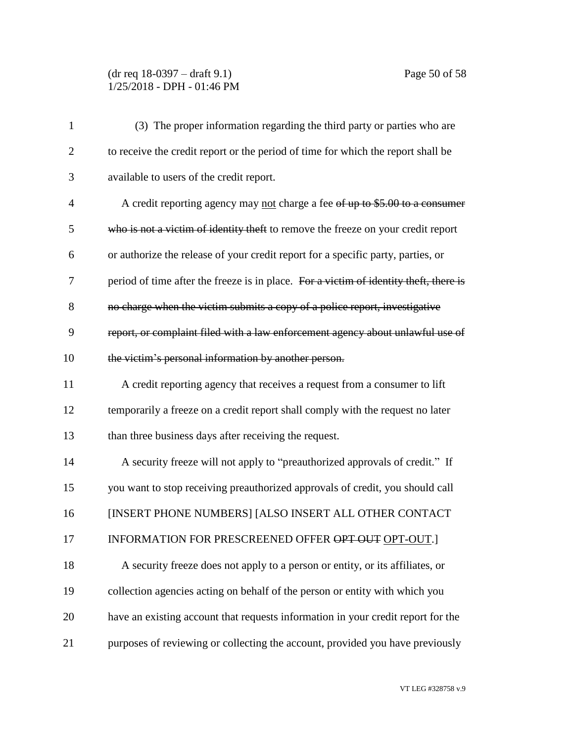(3) The proper information regarding the third party or parties who are to receive the credit report or the period of time for which the report shall be available to users of the credit report.

A credit reporting agency may <u>not</u> charge a fee ~~of up to $5.00 to a consumer who is not a victim of identity theft~~ to remove the freeze on your credit report or authorize the release of your credit report for a specific party, parties, or period of time after the freeze is in place. ~~For a victim of identity theft, there is no charge when the victim submits a copy of a police report, investigative report, or complaint filed with a law enforcement agency about unlawful use of the victim's personal information by another person.~~

A credit reporting agency that receives a request from a consumer to lift temporarily a freeze on a credit report shall comply with the request no later than three business days after receiving the request.

A security freeze will not apply to "preauthorized approvals of credit." If you want to stop receiving preauthorized approvals of credit, you should call [INSERT PHONE NUMBERS] [ALSO INSERT ALL OTHER CONTACT INFORMATION FOR PRESCREENED OFFER ~~OPT OUT~~ <u>OPT-OUT</u>.]

A security freeze does not apply to a person or entity, or its affiliates, or collection agencies acting on behalf of the person or entity with which you have an existing account that requests information in your credit report for the purposes of reviewing or collecting the account, provided you have previously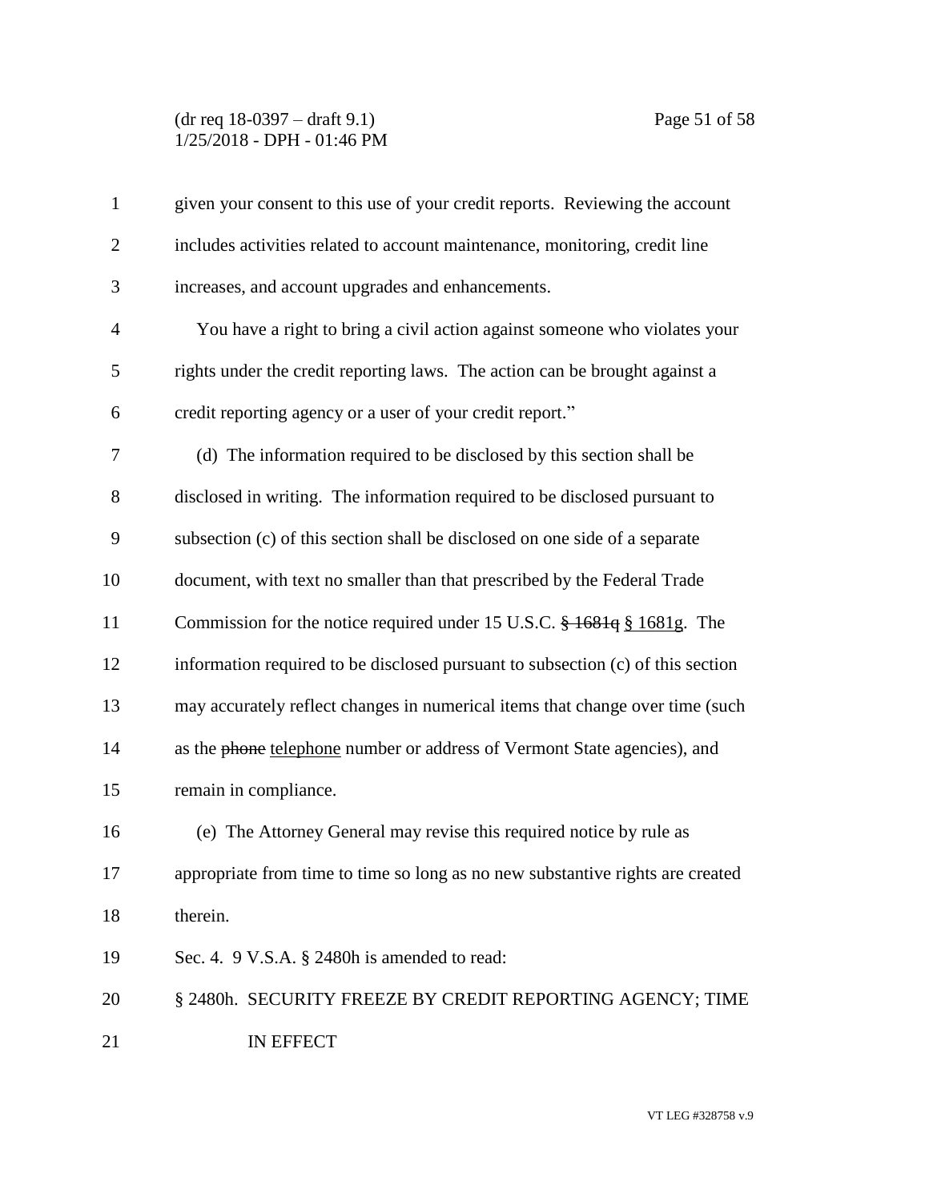given your consent to this use of your credit reports. Reviewing the account includes activities related to account maintenance, monitoring, credit line increases, and account upgrades and enhancements.

You have a right to bring a civil action against someone who violates your rights under the credit reporting laws. The action can be brought against a credit reporting agency or a user of your credit report."

(d) The information required to be disclosed by this section shall be disclosed in writing. The information required to be disclosed pursuant to subsection (c) of this section shall be disclosed on one side of a separate document, with text no smaller than that prescribed by the Federal Trade Commission for the notice required under 15 U.S.C. ~~§ 1681q~~ <u>§ 1681g</u>. The information required to be disclosed pursuant to subsection (c) of this section may accurately reflect changes in numerical items that change over time (such as the ~~phone~~ <u>telephone</u> number or address of Vermont State agencies), and remain in compliance.

(e) The Attorney General may revise this required notice by rule as appropriate from time to time so long as no new substantive rights are created therein.

Sec. 4. 9 V.S.A. § 2480h is amended to read:

§ 2480h. SECURITY FREEZE BY CREDIT REPORTING AGENCY; TIME IN EFFECT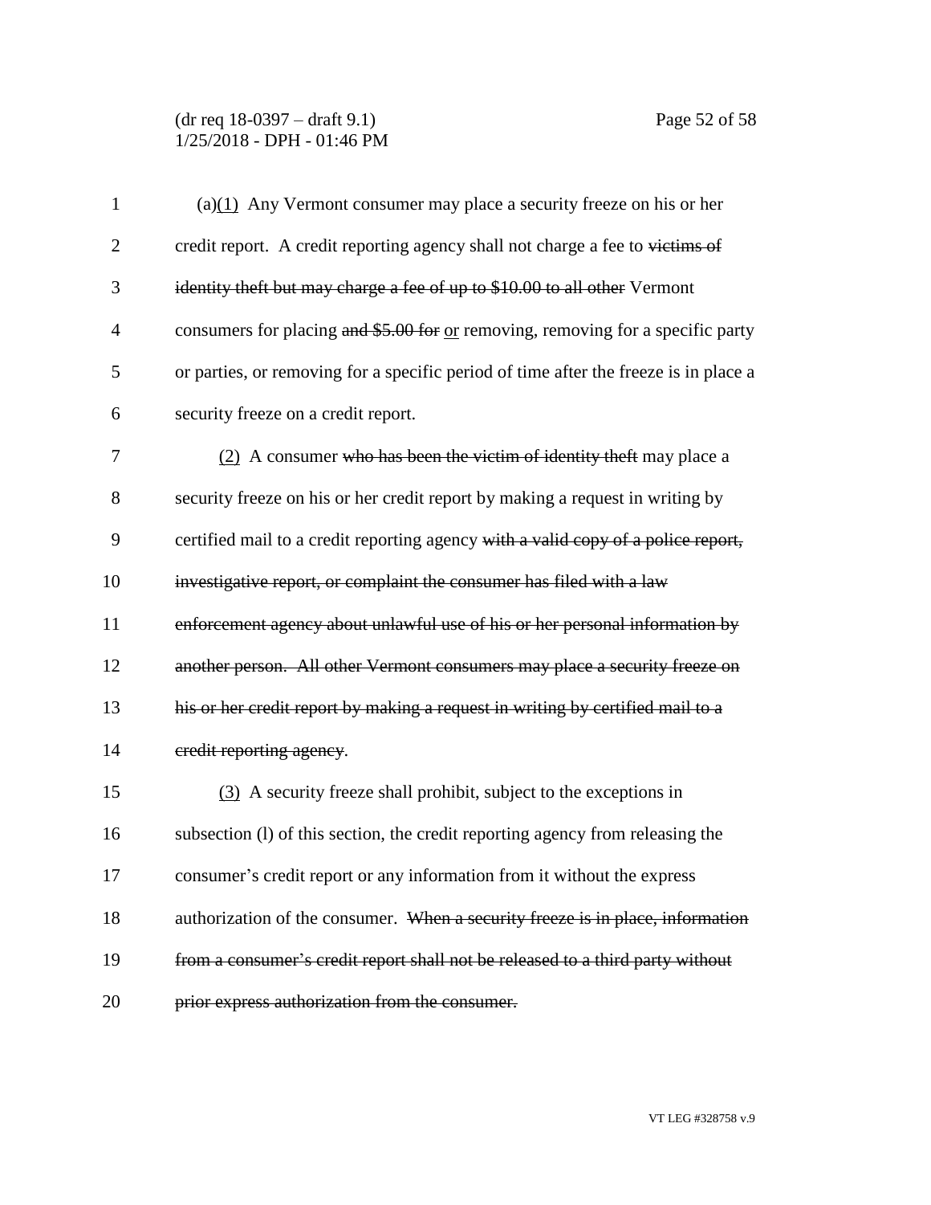(a)<u>(1)</u> Any Vermont consumer may place a security freeze on his or her credit report. A credit reporting agency shall not charge a fee to ~~victims of identity theft but may charge a fee of up to $10.00 to all other~~ Vermont consumers for placing ~~and $5.00 for~~ <u>or</u> removing, removing for a specific party or parties, or removing for a specific period of time after the freeze is in place a security freeze on a credit report.

<u>(2)</u> A consumer ~~who has been the victim of identity theft~~ may place a security freeze on his or her credit report by making a request in writing by certified mail to a credit reporting agency ~~with a valid copy of a police report, investigative report, or complaint the consumer has filed with a law enforcement agency about unlawful use of his or her personal information by another person. All other Vermont consumers may place a security freeze on his or her credit report by making a request in writing by certified mail to a credit reporting agency~~.

<u>(3)</u> A security freeze shall prohibit, subject to the exceptions in subsection (l) of this section, the credit reporting agency from releasing the consumer's credit report or any information from it without the express authorization of the consumer. ~~When a security freeze is in place, information from a consumer's credit report shall not be released to a third party without prior express authorization from the consumer.~~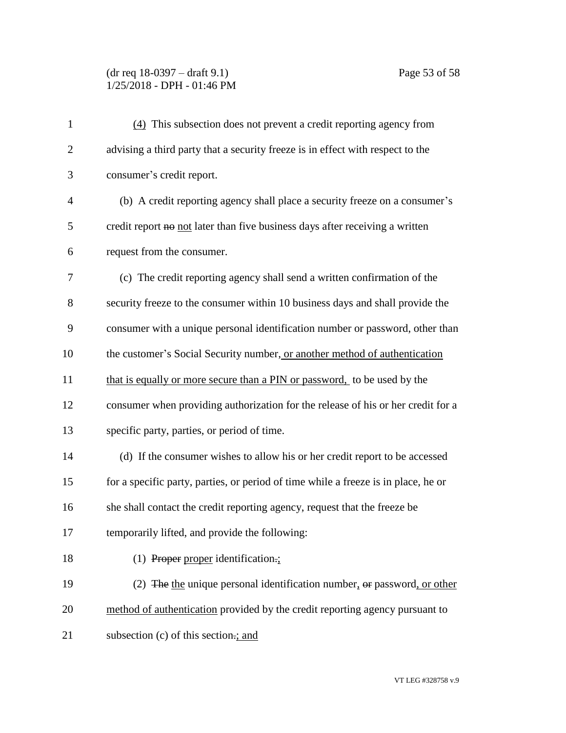(4) This subsection does not prevent a credit reporting agency from advising a third party that a security freeze is in effect with respect to the consumer's credit report.

(b) A credit reporting agency shall place a security freeze on a consumer's credit report ~~no~~ not later than five business days after receiving a written request from the consumer.

(c) The credit reporting agency shall send a written confirmation of the security freeze to the consumer within 10 business days and shall provide the consumer with a unique personal identification number or password, other than the customer's Social Security number, or another method of authentication that is equally or more secure than a PIN or password, to be used by the consumer when providing authorization for the release of his or her credit for a specific party, parties, or period of time.

(d) If the consumer wishes to allow his or her credit report to be accessed for a specific party, parties, or period of time while a freeze is in place, he or she shall contact the credit reporting agency, request that the freeze be temporarily lifted, and provide the following:

(1) ~~Proper~~ proper identification~~.~~;

(2) ~~The~~ the unique personal identification number, ~~or~~ password, or other method of authentication provided by the credit reporting agency pursuant to subsection (c) of this section~~.~~; and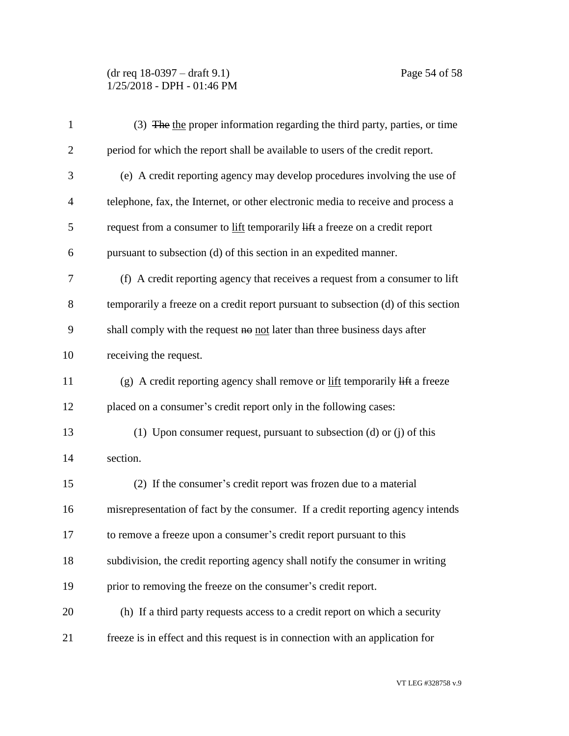(3) ~~The~~ <u>the</u> proper information regarding the third party, parties, or time period for which the report shall be available to users of the credit report.

(e) A credit reporting agency may develop procedures involving the use of telephone, fax, the Internet, or other electronic media to receive and process a request from a consumer to <u>lift</u> temporarily ~~lift~~ a freeze on a credit report pursuant to subsection (d) of this section in an expedited manner.

(f) A credit reporting agency that receives a request from a consumer to lift temporarily a freeze on a credit report pursuant to subsection (d) of this section shall comply with the request ~~no~~ <u>not</u> later than three business days after receiving the request.

(g) A credit reporting agency shall remove or <u>lift</u> temporarily ~~lift~~ a freeze placed on a consumer's credit report only in the following cases:

(1) Upon consumer request, pursuant to subsection (d) or (j) of this section.

(2) If the consumer's credit report was frozen due to a material misrepresentation of fact by the consumer. If a credit reporting agency intends to remove a freeze upon a consumer's credit report pursuant to this subdivision, the credit reporting agency shall notify the consumer in writing prior to removing the freeze on the consumer's credit report.

(h) If a third party requests access to a credit report on which a security freeze is in effect and this request is in connection with an application for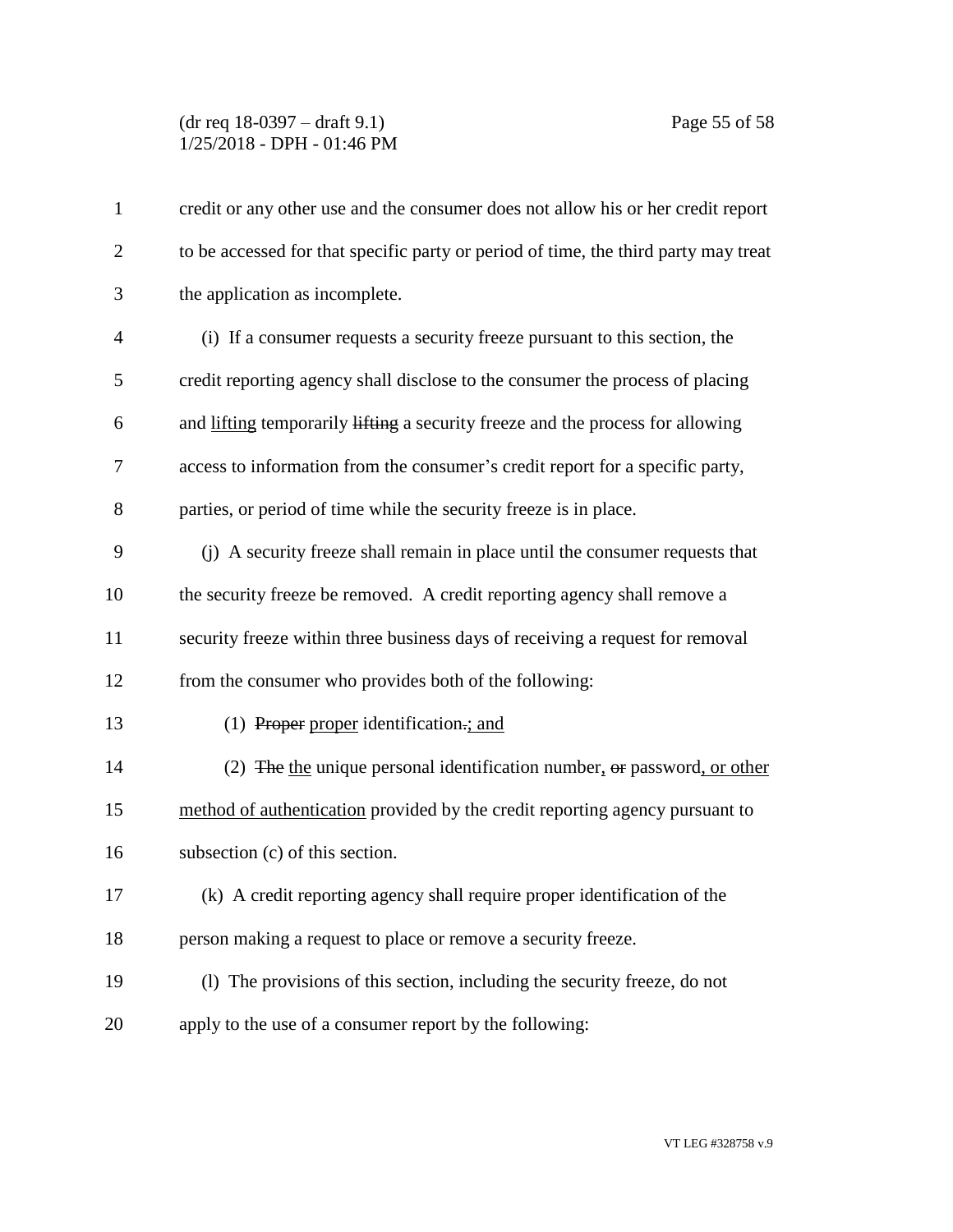credit or any other use and the consumer does not allow his or her credit report to be accessed for that specific party or period of time, the third party may treat the application as incomplete.

(i) If a consumer requests a security freeze pursuant to this section, the credit reporting agency shall disclose to the consumer the process of placing and <u>lifting</u> temporarily ~~lifting~~ a security freeze and the process for allowing access to information from the consumer's credit report for a specific party, parties, or period of time while the security freeze is in place.

(j) A security freeze shall remain in place until the consumer requests that the security freeze be removed. A credit reporting agency shall remove a security freeze within three business days of receiving a request for removal from the consumer who provides both of the following:

(1) ~~Proper~~ <u>proper</u> identification~~.~~<u>; and</u>

(2) ~~The~~ <u>the</u> unique personal identification number<u>,</u> ~~or~~ password<u>, or other method of authentication</u> provided by the credit reporting agency pursuant to subsection (c) of this section.

(k) A credit reporting agency shall require proper identification of the person making a request to place or remove a security freeze.

(l) The provisions of this section, including the security freeze, do not apply to the use of a consumer report by the following: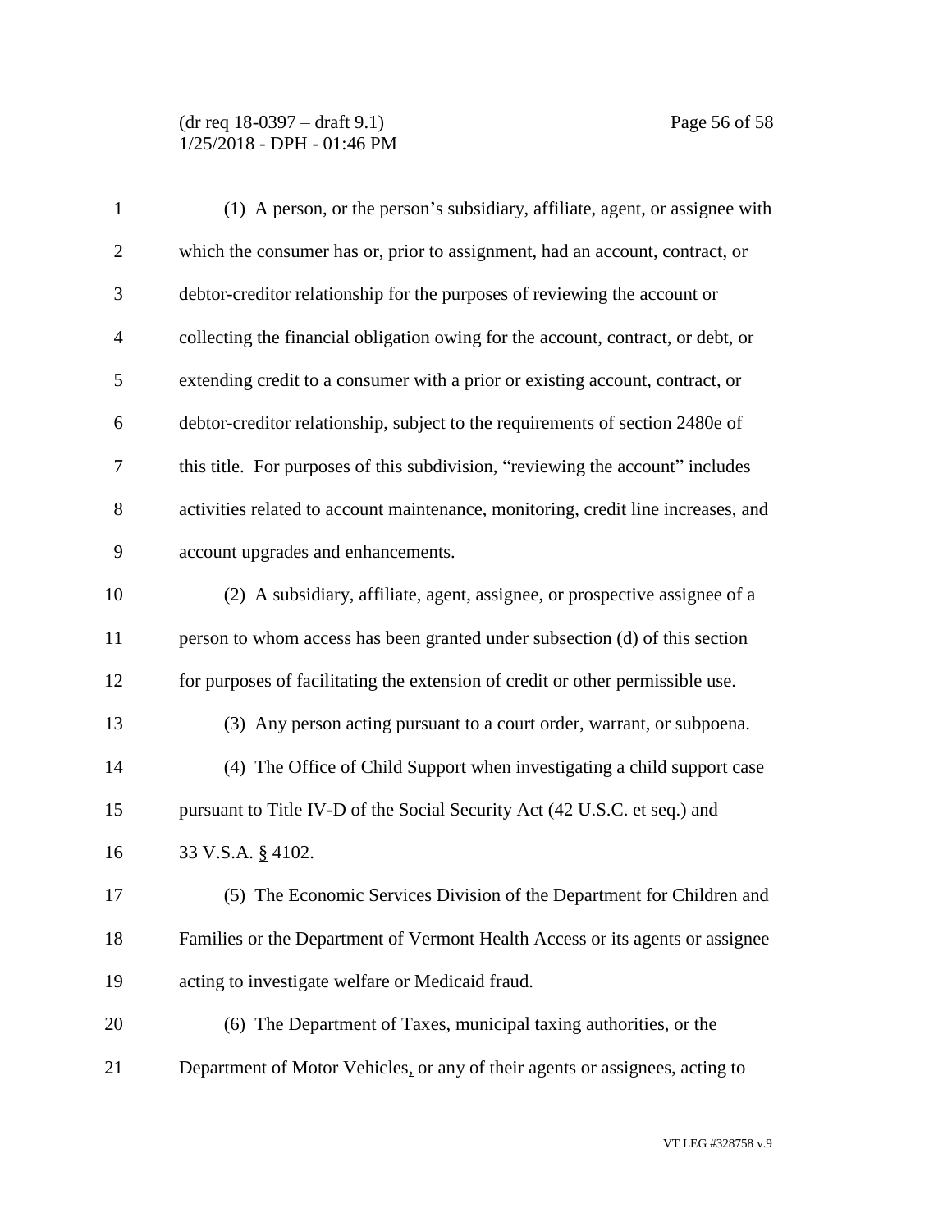(1) A person, or the person's subsidiary, affiliate, agent, or assignee with which the consumer has or, prior to assignment, had an account, contract, or debtor-creditor relationship for the purposes of reviewing the account or collecting the financial obligation owing for the account, contract, or debt, or extending credit to a consumer with a prior or existing account, contract, or debtor-creditor relationship, subject to the requirements of section 2480e of this title. For purposes of this subdivision, "reviewing the account" includes activities related to account maintenance, monitoring, credit line increases, and account upgrades and enhancements.

(2) A subsidiary, affiliate, agent, assignee, or prospective assignee of a person to whom access has been granted under subsection (d) of this section for purposes of facilitating the extension of credit or other permissible use.

(3) Any person acting pursuant to a court order, warrant, or subpoena.

(4) The Office of Child Support when investigating a child support case pursuant to Title IV-D of the Social Security Act (42 U.S.C. et seq.) and 33 V.S.A. § 4102.

(5) The Economic Services Division of the Department for Children and Families or the Department of Vermont Health Access or its agents or assignee acting to investigate welfare or Medicaid fraud.

(6) The Department of Taxes, municipal taxing authorities, or the Department of Motor Vehicles, or any of their agents or assignees, acting to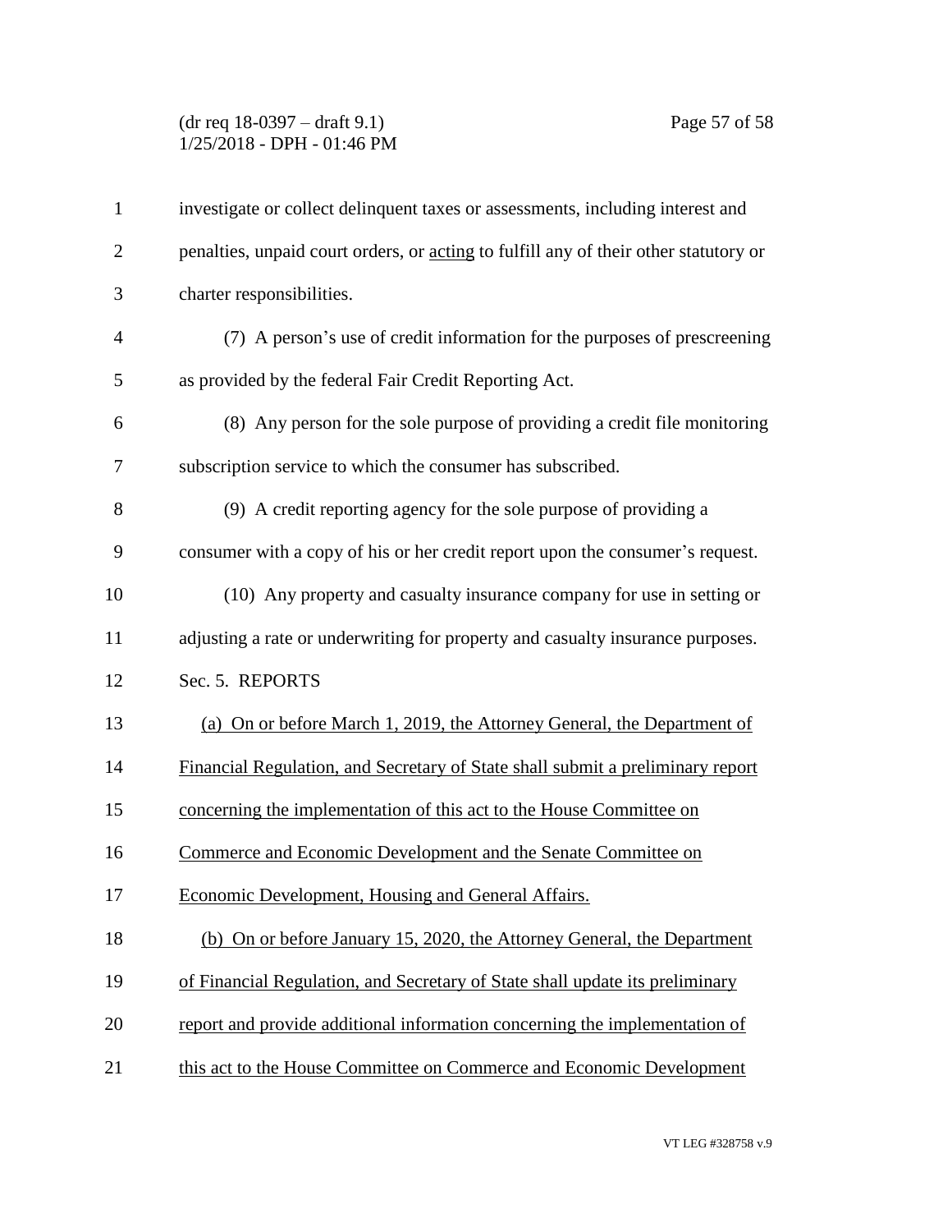investigate or collect delinquent taxes or assessments, including interest and penalties, unpaid court orders, or <u>acting</u> to fulfill any of their other statutory or charter responsibilities.

(7) A person's use of credit information for the purposes of prescreening as provided by the federal Fair Credit Reporting Act.

(8) Any person for the sole purpose of providing a credit file monitoring subscription service to which the consumer has subscribed.

(9) A credit reporting agency for the sole purpose of providing a consumer with a copy of his or her credit report upon the consumer's request.

(10) Any property and casualty insurance company for use in setting or adjusting a rate or underwriting for property and casualty insurance purposes.

Sec. 5. REPORTS

<u>(a) On or before March 1, 2019, the Attorney General, the Department of Financial Regulation, and Secretary of State shall submit a preliminary report concerning the implementation of this act to the House Committee on Commerce and Economic Development and the Senate Committee on Economic Development, Housing and General Affairs.</u>

<u>(b) On or before January 15, 2020, the Attorney General, the Department of Financial Regulation, and Secretary of State shall update its preliminary report and provide additional information concerning the implementation of this act to the House Committee on Commerce and Economic Development</u>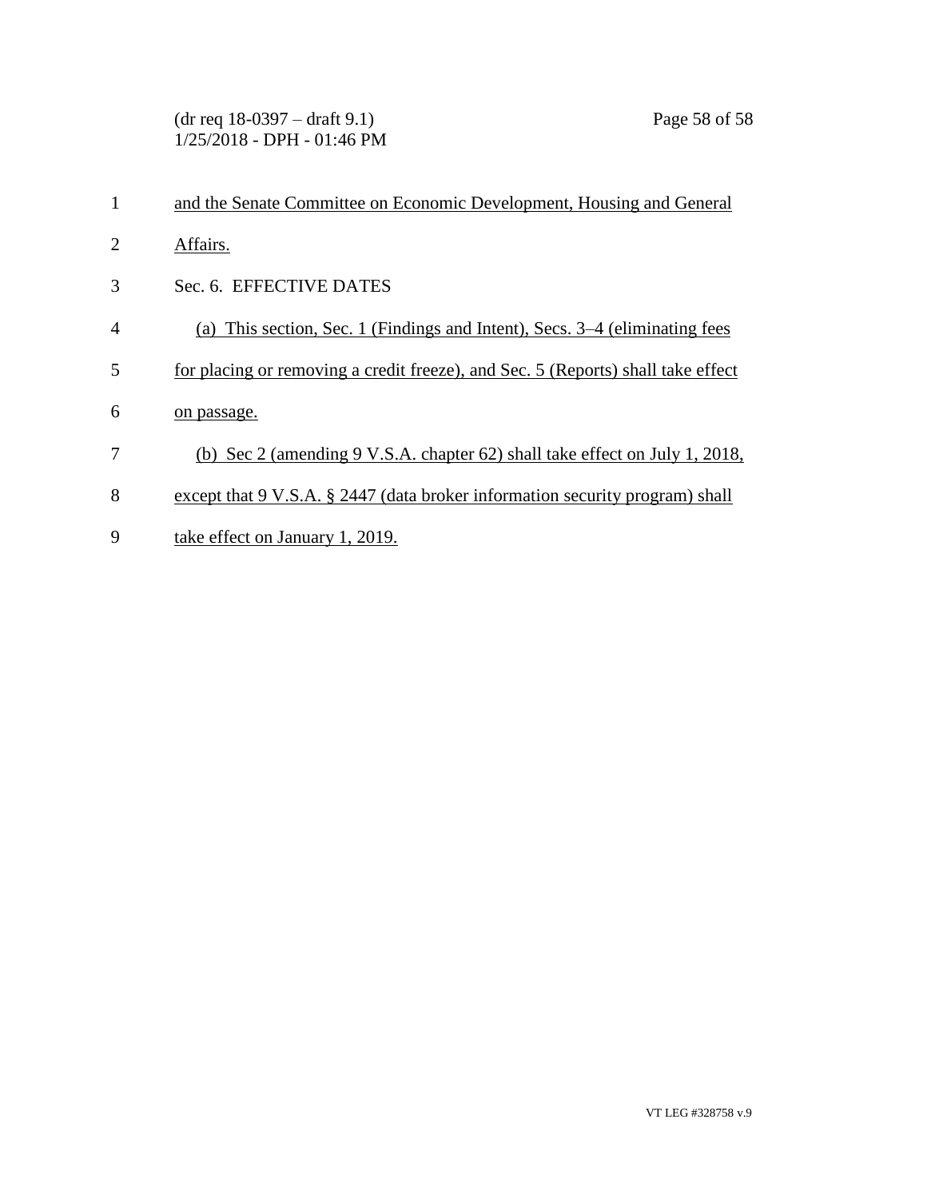and the Senate Committee on Economic Development, Housing and General Affairs.

Sec. 6. EFFECTIVE DATES

(a) This section, Sec. 1 (Findings and Intent), Secs. 3–4 (eliminating fees for placing or removing a credit freeze), and Sec. 5 (Reports) shall take effect on passage.

(b) Sec 2 (amending 9 V.S.A. chapter 62) shall take effect on July 1, 2018, except that 9 V.S.A. § 2447 (data broker information security program) shall take effect on January 1, 2019.